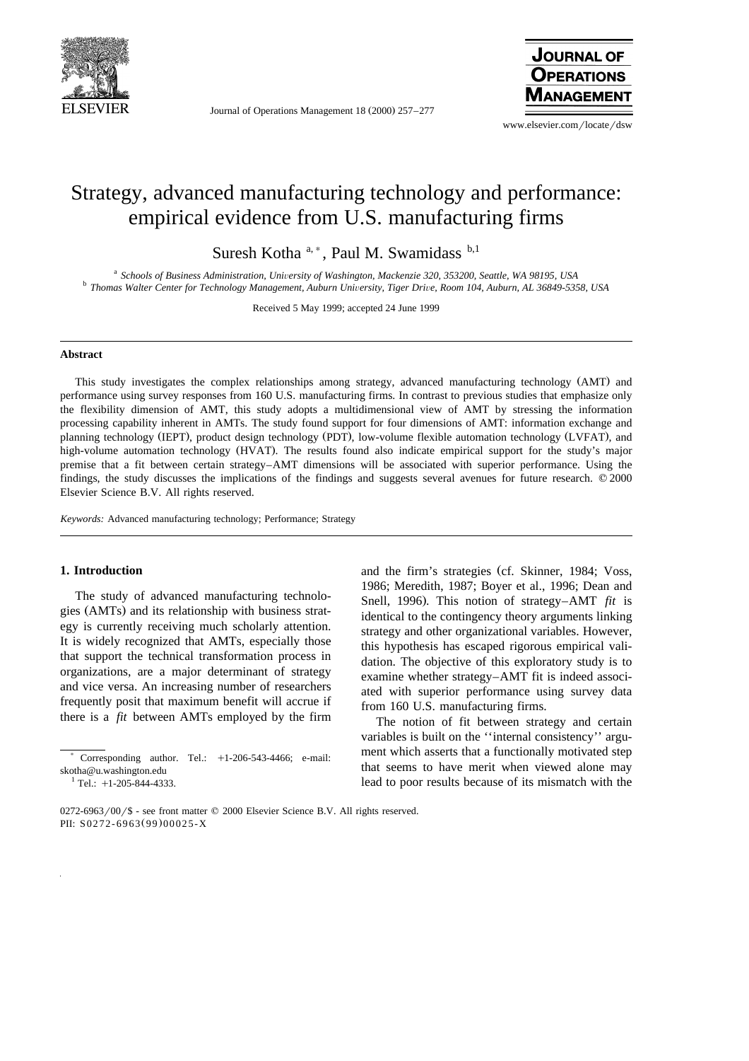# Strategy, advanced manufacturing technology and performance: empirical evidence from U.S. manufacturing firms

Suresh Kotha [a,*], Paul M. Swamidass [b,1]

[a] Schools of Business Administration, University of Washington, Mackenzie 320, 353200, Seattle, WA 98195, USA

[b] Thomas Walter Center for Technology Management, Auburn University, Tiger Drive, Room 104, Auburn, AL 36849-5358, USA

Received 5 May 1999; accepted 24 June 1999

## Abstract

This study investigates the complex relationships among strategy, advanced manufacturing technology (AMT) and performance using survey responses from 160 U.S. manufacturing firms. In contrast to previous studies that emphasize only the flexibility dimension of AMT, this study adopts a multidimensional view of AMT by stressing the information processing capability inherent in AMTs. The study found support for four dimensions of AMT: information exchange and planning technology (IEPT), product design technology (PDT), low-volume flexible automation technology (LVFAT), and high-volume automation technology (HVAT). The results found also indicate empirical support for the study's major premise that a fit between certain strategy–AMT dimensions will be associated with superior performance. Using the findings, the study discusses the implications of the findings and suggests several avenues for future research. © 2000 Elsevier Science B.V. All rights reserved.

*Keywords:* Advanced manufacturing technology; Performance; Strategy

## 1. Introduction

The study of advanced manufacturing technologies (AMTs) and its relationship with business strategy is currently receiving much scholarly attention. It is widely recognized that AMTs, especially those that support the technical transformation process in organizations, are a major determinant of strategy and vice versa. An increasing number of researchers frequently posit that maximum benefit will accrue if there is a *fit* between AMTs employed by the firm and the firm's strategies (cf. Skinner, 1984; Voss, 1986; Meredith, 1987; Boyer et al., 1996; Dean and Snell, 1996). This notion of strategy–AMT *fit* is identical to the contingency theory arguments linking strategy and other organizational variables. However, this hypothesis has escaped rigorous empirical validation. The objective of this exploratory study is to examine whether strategy–AMT fit is indeed associated with superior performance using survey data from 160 U.S. manufacturing firms.

The notion of fit between strategy and certain variables is built on the ''internal consistency'' argument which asserts that a functionally motivated step that seems to have merit when viewed alone may lead to poor results because of its mismatch with the

\* Corresponding author. Tel.: +1-206-543-4466; e-mail: skotha@u.washington.edu

[1] Tel.: +1-205-844-4333.

0272-6963/00/$ - see front matter © 2000 Elsevier Science B.V. All rights reserved.
PII: S0272-6963(99)00025-X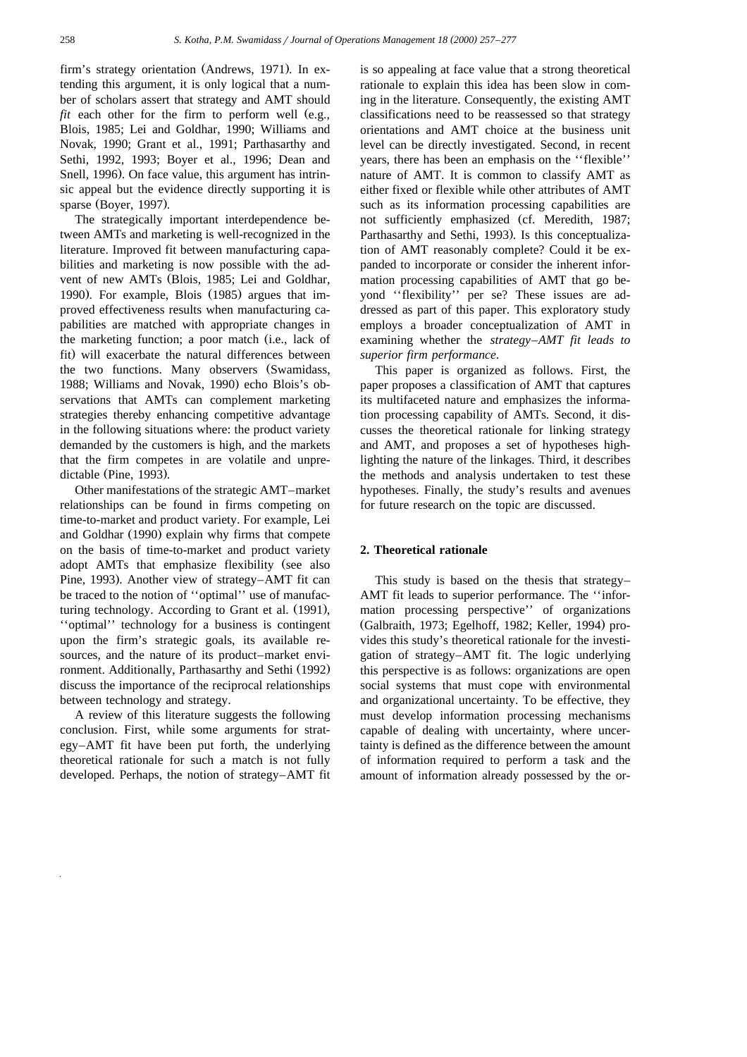firm's strategy orientation (Andrews, 1971). In extending this argument, it is only logical that a number of scholars assert that strategy and AMT should *fit* each other for the firm to perform well (e.g., Blois, 1985; Lei and Goldhar, 1990; Williams and Novak, 1990; Grant et al., 1991; Parthasarthy and Sethi, 1992, 1993; Boyer et al., 1996; Dean and Snell, 1996). On face value, this argument has intrinsic appeal but the evidence directly supporting it is sparse (Boyer, 1997).

The strategically important interdependence between AMTs and marketing is well-recognized in the literature. Improved fit between manufacturing capabilities and marketing is now possible with the advent of new AMTs (Blois, 1985; Lei and Goldhar, 1990). For example, Blois (1985) argues that improved effectiveness results when manufacturing capabilities are matched with appropriate changes in the marketing function; a poor match (i.e., lack of fit) will exacerbate the natural differences between the two functions. Many observers (Swamidass, 1988; Williams and Novak, 1990) echo Blois's observations that AMTs can complement marketing strategies thereby enhancing competitive advantage in the following situations where: the product variety demanded by the customers is high, and the markets that the firm competes in are volatile and unpredictable (Pine, 1993).

Other manifestations of the strategic AMT–market relationships can be found in firms competing on time-to-market and product variety. For example, Lei and Goldhar (1990) explain why firms that compete on the basis of time-to-market and product variety adopt AMTs that emphasize flexibility (see also Pine, 1993). Another view of strategy–AMT fit can be traced to the notion of ''optimal'' use of manufacturing technology. According to Grant et al. (1991), ''optimal'' technology for a business is contingent upon the firm's strategic goals, its available resources, and the nature of its product–market environment. Additionally, Parthasarthy and Sethi (1992) discuss the importance of the reciprocal relationships between technology and strategy.

A review of this literature suggests the following conclusion. First, while some arguments for strategy–AMT fit have been put forth, the underlying theoretical rationale for such a match is not fully developed. Perhaps, the notion of strategy–AMT fit is so appealing at face value that a strong theoretical rationale to explain this idea has been slow in coming in the literature. Consequently, the existing AMT classifications need to be reassessed so that strategy orientations and AMT choice at the business unit level can be directly investigated. Second, in recent years, there has been an emphasis on the ''flexible'' nature of AMT. It is common to classify AMT as either fixed or flexible while other attributes of AMT such as its information processing capabilities are not sufficiently emphasized (cf. Meredith, 1987; Parthasarthy and Sethi, 1993). Is this conceptualization of AMT reasonably complete? Could it be expanded to incorporate or consider the inherent information processing capabilities of AMT that go beyond ''flexibility'' per se? These issues are addressed as part of this paper. This exploratory study employs a broader conceptualization of AMT in examining whether the *strategy–AMT fit leads to superior firm performance.*

This paper is organized as follows. First, the paper proposes a classification of AMT that captures its multifaceted nature and emphasizes the information processing capability of AMTs. Second, it discusses the theoretical rationale for linking strategy and AMT, and proposes a set of hypotheses highlighting the nature of the linkages. Third, it describes the methods and analysis undertaken to test these hypotheses. Finally, the study's results and avenues for future research on the topic are discussed.

## 2. Theoretical rationale

This study is based on the thesis that strategy–AMT fit leads to superior performance. The ''information processing perspective'' of organizations (Galbraith, 1973; Egelhoff, 1982; Keller, 1994) provides this study's theoretical rationale for the investigation of strategy–AMT fit. The logic underlying this perspective is as follows: organizations are open social systems that must cope with environmental and organizational uncertainty. To be effective, they must develop information processing mechanisms capable of dealing with uncertainty, where uncertainty is defined as the difference between the amount of information required to perform a task and the amount of information already possessed by the or-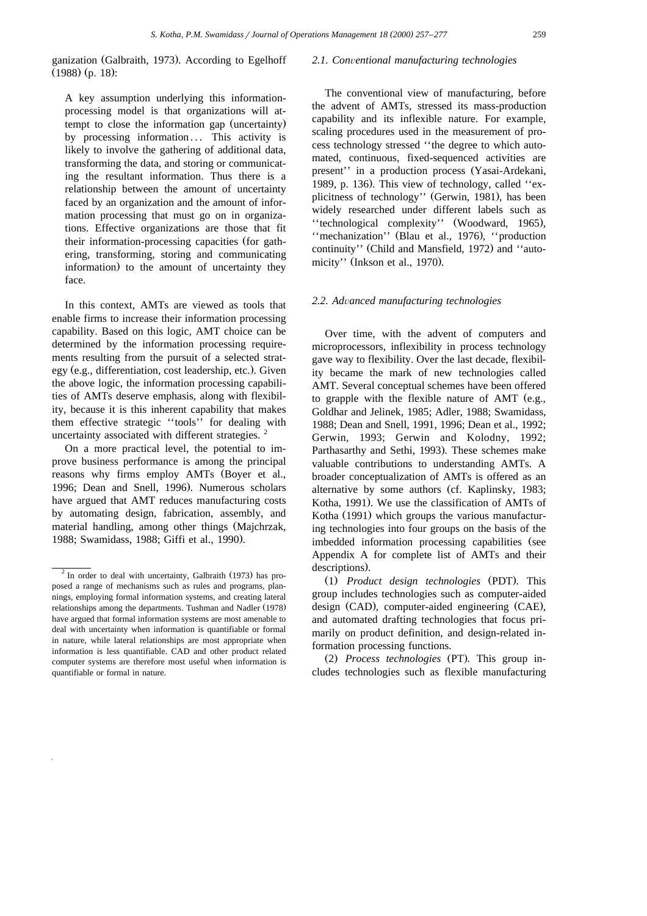ganization (Galbraith, 1973). According to Egelhoff (1988) (p. 18):

> A key assumption underlying this information-processing model is that organizations will attempt to close the information gap (uncertainty) by processing information... This activity is likely to involve the gathering of additional data, transforming the data, and storing or communicating the resultant information. Thus there is a relationship between the amount of uncertainty faced by an organization and the amount of information processing that must go on in organizations. Effective organizations are those that fit their information-processing capacities (for gathering, transforming, storing and communicating information) to the amount of uncertainty they face.

In this context, AMTs are viewed as tools that enable firms to increase their information processing capability. Based on this logic, AMT choice can be determined by the information processing requirements resulting from the pursuit of a selected strategy (e.g., differentiation, cost leadership, etc.). Given the above logic, the information processing capabilities of AMTs deserve emphasis, along with flexibility, because it is this inherent capability that makes them effective strategic ''tools'' for dealing with uncertainty associated with different strategies. [2]

On a more practical level, the potential to improve business performance is among the principal reasons why firms employ AMTs (Boyer et al., 1996; Dean and Snell, 1996). Numerous scholars have argued that AMT reduces manufacturing costs by automating design, fabrication, assembly, and material handling, among other things (Majchrzak, 1988; Swamidass, 1988; Giffi et al., 1990).

### 2.1. Conventional manufacturing technologies

The conventional view of manufacturing, before the advent of AMTs, stressed its mass-production capability and its inflexible nature. For example, scaling procedures used in the measurement of process technology stressed ''the degree to which automated, continuous, fixed-sequenced activities are present'' in a production process (Yasai-Ardekani, 1989, p. 136). This view of technology, called ''explicitness of technology'' (Gerwin, 1981), has been widely researched under different labels such as ''technological complexity'' (Woodward, 1965), ''mechanization'' (Blau et al., 1976), ''production continuity'' (Child and Mansfield, 1972) and ''automicity'' (Inkson et al., 1970).

### 2.2. Advanced manufacturing technologies

Over time, with the advent of computers and microprocessors, inflexibility in process technology gave way to flexibility. Over the last decade, flexibility became the mark of new technologies called AMT. Several conceptual schemes have been offered to grapple with the flexible nature of AMT (e.g., Goldhar and Jelinek, 1985; Adler, 1988; Swamidass, 1988; Dean and Snell, 1991, 1996; Dean et al., 1992; Gerwin, 1993; Gerwin and Kolodny, 1992; Parthasarthy and Sethi, 1993). These schemes make valuable contributions to understanding AMTs. A broader conceptualization of AMTs is offered as an alternative by some authors (cf. Kaplinsky, 1983; Kotha, 1991). We use the classification of AMTs of Kotha (1991) which groups the various manufacturing technologies into four groups on the basis of the imbedded information processing capabilities (see Appendix A for complete list of AMTs and their descriptions).

(1) *Product design technologies* (PDT). This group includes technologies such as computer-aided design (CAD), computer-aided engineering (CAE), and automated drafting technologies that focus primarily on product definition, and design-related information processing functions.

(2) *Process technologies* (PT). This group includes technologies such as flexible manufacturing

---

[2] In order to deal with uncertainty, Galbraith (1973) has proposed a range of mechanisms such as rules and programs, plannings, employing formal information systems, and creating lateral relationships among the departments. Tushman and Nadler (1978) have argued that formal information systems are most amenable to deal with uncertainty when information is quantifiable or formal in nature, while lateral relationships are most appropriate when information is less quantifiable. CAD and other product related computer systems are therefore most useful when information is quantifiable or formal in nature.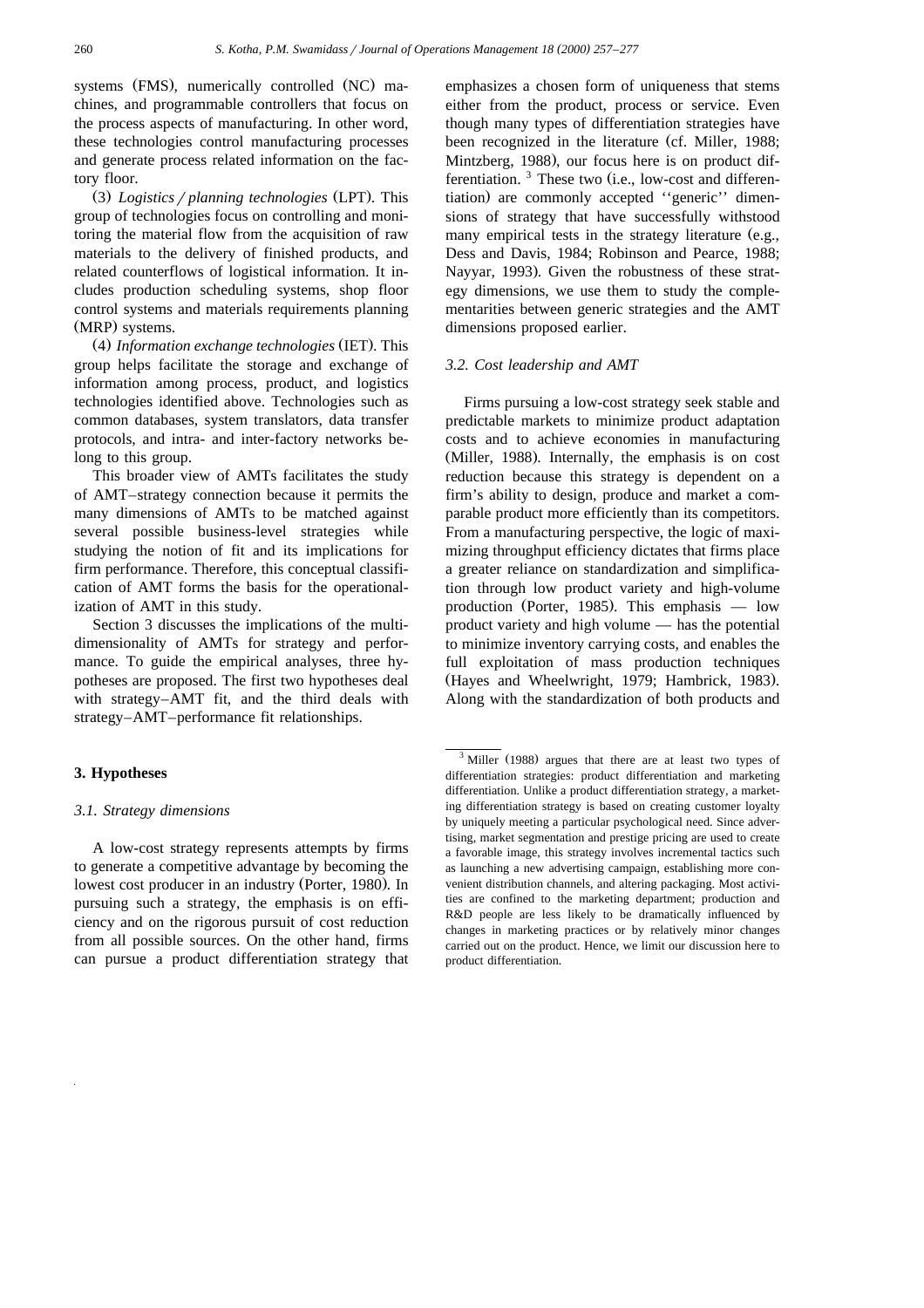systems (FMS), numerically controlled (NC) machines, and programmable controllers that focus on the process aspects of manufacturing. In other word, these technologies control manufacturing processes and generate process related information on the factory floor.

(3) *Logistics / planning technologies* (LPT). This group of technologies focus on controlling and monitoring the material flow from the acquisition of raw materials to the delivery of finished products, and related counterflows of logistical information. It includes production scheduling systems, shop floor control systems and materials requirements planning (MRP) systems.

(4) *Information exchange technologies* (IET). This group helps facilitate the storage and exchange of information among process, product, and logistics technologies identified above. Technologies such as common databases, system translators, data transfer protocols, and intra- and inter-factory networks belong to this group.

This broader view of AMTs facilitates the study of AMT–strategy connection because it permits the many dimensions of AMTs to be matched against several possible business-level strategies while studying the notion of fit and its implications for firm performance. Therefore, this conceptual classification of AMT forms the basis for the operationalization of AMT in this study.

Section 3 discusses the implications of the multidimensionality of AMTs for strategy and performance. To guide the empirical analyses, three hypotheses are proposed. The first two hypotheses deal with strategy–AMT fit, and the third deals with strategy–AMT–performance fit relationships.

## 3. Hypotheses

### 3.1. Strategy dimensions

A low-cost strategy represents attempts by firms to generate a competitive advantage by becoming the lowest cost producer in an industry (Porter, 1980). In pursuing such a strategy, the emphasis is on efficiency and on the rigorous pursuit of cost reduction from all possible sources. On the other hand, firms can pursue a product differentiation strategy that emphasizes a chosen form of uniqueness that stems either from the product, process or service. Even though many types of differentiation strategies have been recognized in the literature (cf. Miller, 1988; Mintzberg, 1988), our focus here is on product differentiation. [3] These two (i.e., low-cost and differentiation) are commonly accepted ''generic'' dimensions of strategy that have successfully withstood many empirical tests in the strategy literature (e.g., Dess and Davis, 1984; Robinson and Pearce, 1988; Nayyar, 1993). Given the robustness of these strategy dimensions, we use them to study the complementarities between generic strategies and the AMT dimensions proposed earlier.

### 3.2. Cost leadership and AMT

Firms pursuing a low-cost strategy seek stable and predictable markets to minimize product adaptation costs and to achieve economies in manufacturing (Miller, 1988). Internally, the emphasis is on cost reduction because this strategy is dependent on a firm's ability to design, produce and market a comparable product more efficiently than its competitors. From a manufacturing perspective, the logic of maximizing throughput efficiency dictates that firms place a greater reliance on standardization and simplification through low product variety and high-volume production (Porter, 1985). This emphasis — low product variety and high volume — has the potential to minimize inventory carrying costs, and enables the full exploitation of mass production techniques (Hayes and Wheelwright, 1979; Hambrick, 1983). Along with the standardization of both products and

[3] Miller (1988) argues that there are at least two types of differentiation strategies: product differentiation and marketing differentiation. Unlike a product differentiation strategy, a marketing differentiation strategy is based on creating customer loyalty by uniquely meeting a particular psychological need. Since advertising, market segmentation and prestige pricing are used to create a favorable image, this strategy involves incremental tactics such as launching a new advertising campaign, establishing more convenient distribution channels, and altering packaging. Most activities are confined to the marketing department; production and R&D people are less likely to be dramatically influenced by changes in marketing practices or by relatively minor changes carried out on the product. Hence, we limit our discussion here to product differentiation.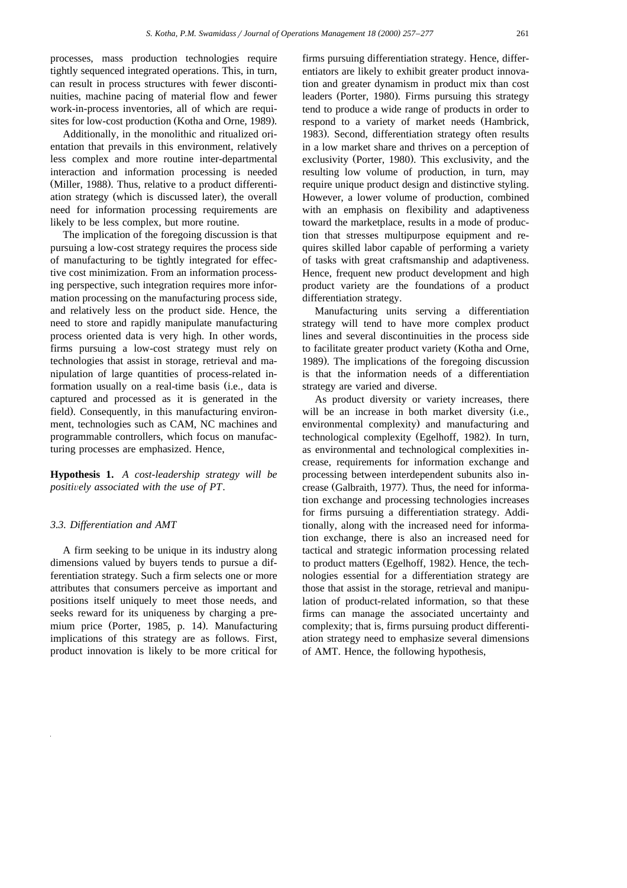processes, mass production technologies require tightly sequenced integrated operations. This, in turn, can result in process structures with fewer discontinuities, machine pacing of material flow and fewer work-in-process inventories, all of which are requisites for low-cost production (Kotha and Orne, 1989).

Additionally, in the monolithic and ritualized orientation that prevails in this environment, relatively less complex and more routine inter-departmental interaction and information processing is needed (Miller, 1988). Thus, relative to a product differentiation strategy (which is discussed later), the overall need for information processing requirements are likely to be less complex, but more routine.

The implication of the foregoing discussion is that pursuing a low-cost strategy requires the process side of manufacturing to be tightly integrated for effective cost minimization. From an information processing perspective, such integration requires more information processing on the manufacturing process side, and relatively less on the product side. Hence, the need to store and rapidly manipulate manufacturing process oriented data is very high. In other words, firms pursuing a low-cost strategy must rely on technologies that assist in storage, retrieval and manipulation of large quantities of process-related information usually on a real-time basis (i.e., data is captured and processed as it is generated in the field). Consequently, in this manufacturing environment, technologies such as CAM, NC machines and programmable controllers, which focus on manufacturing processes are emphasized. Hence,

**Hypothesis 1.** *A cost-leadership strategy will be positively associated with the use of PT.*

### 3.3. Differentiation and AMT

A firm seeking to be unique in its industry along dimensions valued by buyers tends to pursue a differentiation strategy. Such a firm selects one or more attributes that consumers perceive as important and positions itself uniquely to meet those needs, and seeks reward for its uniqueness by charging a premium price (Porter, 1985, p. 14). Manufacturing implications of this strategy are as follows. First, product innovation is likely to be more critical for firms pursuing differentiation strategy. Hence, differentiators are likely to exhibit greater product innovation and greater dynamism in product mix than cost leaders (Porter, 1980). Firms pursuing this strategy tend to produce a wide range of products in order to respond to a variety of market needs (Hambrick, 1983). Second, differentiation strategy often results in a low market share and thrives on a perception of exclusivity (Porter, 1980). This exclusivity, and the resulting low volume of production, in turn, may require unique product design and distinctive styling. However, a lower volume of production, combined with an emphasis on flexibility and adaptiveness toward the marketplace, results in a mode of production that stresses multipurpose equipment and requires skilled labor capable of performing a variety of tasks with great craftsmanship and adaptiveness. Hence, frequent new product development and high product variety are the foundations of a product differentiation strategy.

Manufacturing units serving a differentiation strategy will tend to have more complex product lines and several discontinuities in the process side to facilitate greater product variety (Kotha and Orne, 1989). The implications of the foregoing discussion is that the information needs of a differentiation strategy are varied and diverse.

As product diversity or variety increases, there will be an increase in both market diversity (i.e., environmental complexity) and manufacturing and technological complexity (Egelhoff, 1982). In turn, as environmental and technological complexities increase, requirements for information exchange and processing between interdependent subunits also increase (Galbraith, 1977). Thus, the need for information exchange and processing technologies increases for firms pursuing a differentiation strategy. Additionally, along with the increased need for information exchange, there is also an increased need for tactical and strategic information processing related to product matters (Egelhoff, 1982). Hence, the technologies essential for a differentiation strategy are those that assist in the storage, retrieval and manipulation of product-related information, so that these firms can manage the associated uncertainty and complexity; that is, firms pursuing product differentiation strategy need to emphasize several dimensions of AMT. Hence, the following hypothesis,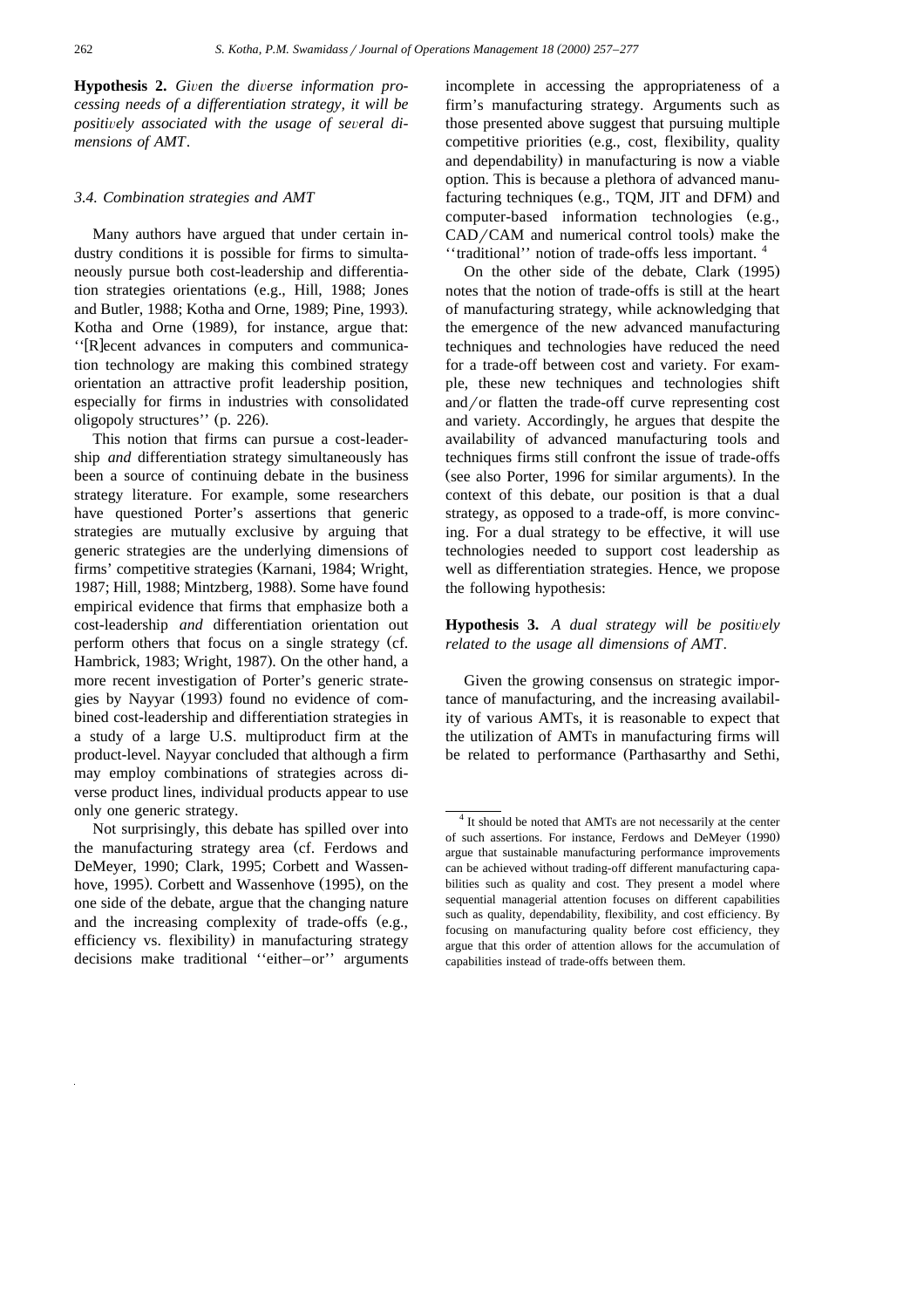**Hypothesis 2.** *Given the diverse information processing needs of a differentiation strategy, it will be positively associated with the usage of several dimensions of AMT*.

### 3.4. Combination strategies and AMT

Many authors have argued that under certain industry conditions it is possible for firms to simultaneously pursue both cost-leadership and differentiation strategies orientations (e.g., Hill, 1988; Jones and Butler, 1988; Kotha and Orne, 1989; Pine, 1993). Kotha and Orne (1989), for instance, argue that: ''[R]ecent advances in computers and communication technology are making this combined strategy orientation an attractive profit leadership position, especially for firms in industries with consolidated oligopoly structures'' (p. 226).

This notion that firms can pursue a cost-leadership *and* differentiation strategy simultaneously has been a source of continuing debate in the business strategy literature. For example, some researchers have questioned Porter's assertions that generic strategies are mutually exclusive by arguing that generic strategies are the underlying dimensions of firms' competitive strategies (Karnani, 1984; Wright, 1987; Hill, 1988; Mintzberg, 1988). Some have found empirical evidence that firms that emphasize both a cost-leadership *and* differentiation orientation out perform others that focus on a single strategy (cf. Hambrick, 1983; Wright, 1987). On the other hand, a more recent investigation of Porter's generic strategies by Nayyar (1993) found no evidence of combined cost-leadership and differentiation strategies in a study of a large U.S. multiproduct firm at the product-level. Nayyar concluded that although a firm may employ combinations of strategies across diverse product lines, individual products appear to use only one generic strategy.

Not surprisingly, this debate has spilled over into the manufacturing strategy area (cf. Ferdows and DeMeyer, 1990; Clark, 1995; Corbett and Wassenhove, 1995). Corbett and Wassenhove (1995), on the one side of the debate, argue that the changing nature and the increasing complexity of trade-offs (e.g., efficiency vs. flexibility) in manufacturing strategy decisions make traditional ''either–or'' arguments incomplete in accessing the appropriateness of a firm's manufacturing strategy. Arguments such as those presented above suggest that pursuing multiple competitive priorities (e.g., cost, flexibility, quality and dependability) in manufacturing is now a viable option. This is because a plethora of advanced manufacturing techniques (e.g., TQM, JIT and DFM) and computer-based information technologies (e.g., CAD/CAM and numerical control tools) make the ''traditional'' notion of trade-offs less important. [4]

On the other side of the debate, Clark (1995) notes that the notion of trade-offs is still at the heart of manufacturing strategy, while acknowledging that the emergence of the new advanced manufacturing techniques and technologies have reduced the need for a trade-off between cost and variety. For example, these new techniques and technologies shift and/or flatten the trade-off curve representing cost and variety. Accordingly, he argues that despite the availability of advanced manufacturing tools and techniques firms still confront the issue of trade-offs (see also Porter, 1996 for similar arguments). In the context of this debate, our position is that a dual strategy, as opposed to a trade-off, is more convincing. For a dual strategy to be effective, it will use technologies needed to support cost leadership as well as differentiation strategies. Hence, we propose the following hypothesis:

**Hypothesis 3.** *A dual strategy will be positively related to the usage all dimensions of AMT*.

Given the growing consensus on strategic importance of manufacturing, and the increasing availability of various AMTs, it is reasonable to expect that the utilization of AMTs in manufacturing firms will be related to performance (Parthasarthy and Sethi,

---

[4] It should be noted that AMTs are not necessarily at the center of such assertions. For instance, Ferdows and DeMeyer (1990) argue that sustainable manufacturing performance improvements can be achieved without trading-off different manufacturing capabilities such as quality and cost. They present a model where sequential managerial attention focuses on different capabilities such as quality, dependability, flexibility, and cost efficiency. By focusing on manufacturing quality before cost efficiency, they argue that this order of attention allows for the accumulation of capabilities instead of trade-offs between them.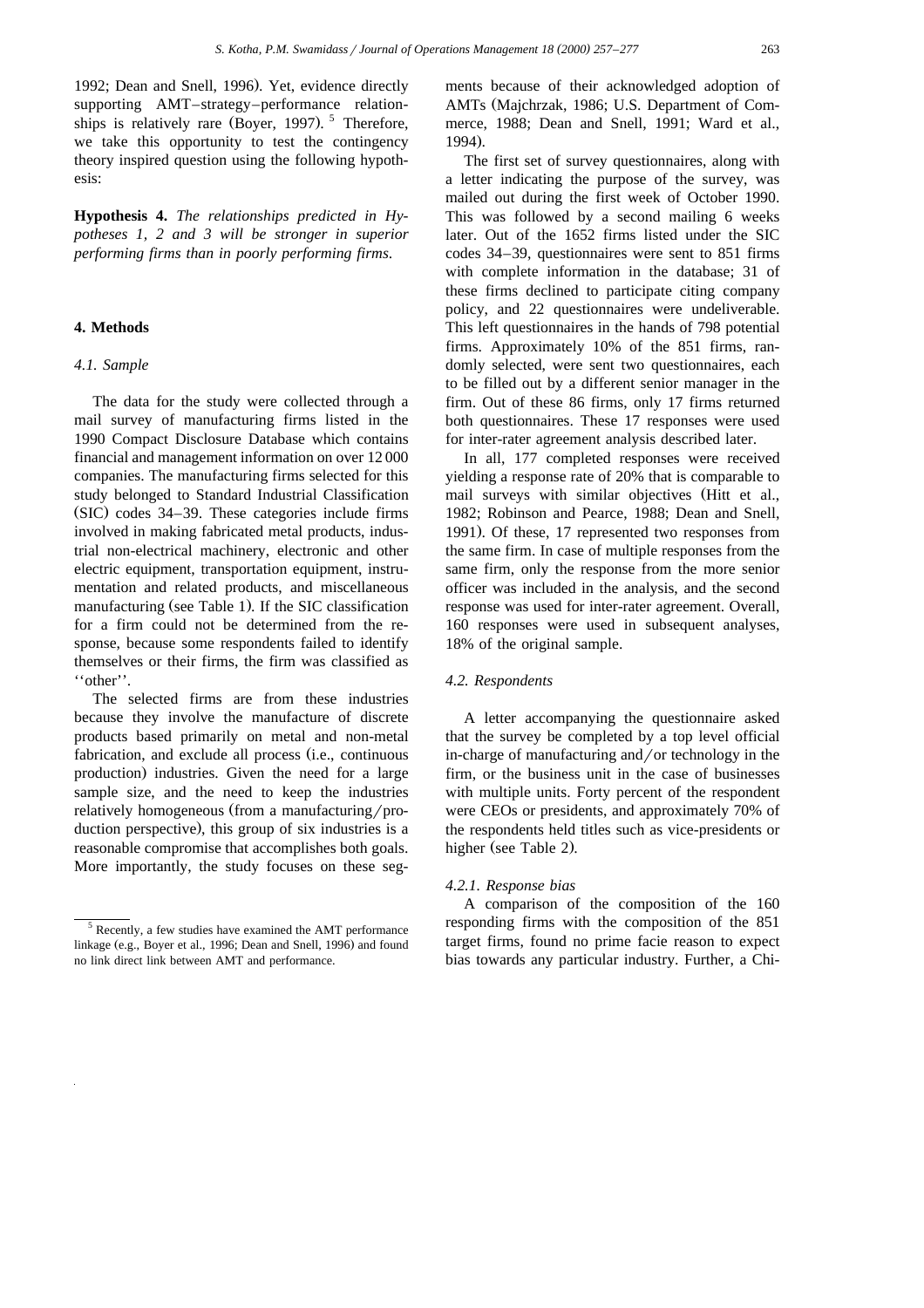1992; Dean and Snell, 1996). Yet, evidence directly supporting AMT–strategy–performance relationships is relatively rare (Boyer, 1997). [5] Therefore, we take this opportunity to test the contingency theory inspired question using the following hypothesis:

**Hypothesis 4.** *The relationships predicted in Hypotheses 1, 2 and 3 will be stronger in superior performing firms than in poorly performing firms.*

## 4. Methods

### 4.1. Sample

The data for the study were collected through a mail survey of manufacturing firms listed in the 1990 Compact Disclosure Database which contains financial and management information on over 12 000 companies. The manufacturing firms selected for this study belonged to Standard Industrial Classification (SIC) codes 34–39. These categories include firms involved in making fabricated metal products, industrial non-electrical machinery, electronic and other electric equipment, transportation equipment, instrumentation and related products, and miscellaneous manufacturing (see Table 1). If the SIC classification for a firm could not be determined from the response, because some respondents failed to identify themselves or their firms, the firm was classified as ''other''.

The selected firms are from these industries because they involve the manufacture of discrete products based primarily on metal and non-metal fabrication, and exclude all process (i.e., continuous production) industries. Given the need for a large sample size, and the need to keep the industries relatively homogeneous (from a manufacturing/production perspective), this group of six industries is a reasonable compromise that accomplishes both goals. More importantly, the study focuses on these segments because of their acknowledged adoption of AMTs (Majchrzak, 1986; U.S. Department of Commerce, 1988; Dean and Snell, 1991; Ward et al., 1994).

The first set of survey questionnaires, along with a letter indicating the purpose of the survey, was mailed out during the first week of October 1990. This was followed by a second mailing 6 weeks later. Out of the 1652 firms listed under the SIC codes 34–39, questionnaires were sent to 851 firms with complete information in the database; 31 of these firms declined to participate citing company policy, and 22 questionnaires were undeliverable. This left questionnaires in the hands of 798 potential firms. Approximately 10% of the 851 firms, randomly selected, were sent two questionnaires, each to be filled out by a different senior manager in the firm. Out of these 86 firms, only 17 firms returned both surveys. These 17 responses were used for inter-rater agreement analysis described later.

In all, 177 completed responses were received yielding a response rate of 20% that is comparable to mail surveys with similar objectives (Hitt et al., 1982; Robinson and Pearce, 1988; Dean and Snell, 1991). Of these, 17 represented two responses from the same firm. In case of multiple responses from the same firm, only the response from the more senior officer was included in the analysis, and the second response was used for inter-rater agreement. Overall, 160 responses were used in subsequent analyses, 18% of the original sample.

### 4.2. Respondents

A letter accompanying the questionnaire asked that the survey be completed by a top level official in-charge of manufacturing and/or technology in the firm, or the business unit in the case of businesses with multiple units. Forty percent of the respondent were CEOs or presidents, and approximately 70% of the respondents held titles such as vice-presidents or higher (see Table 2).

#### 4.2.1. Response bias

A comparison of the composition of the 160 responding firms with the composition of the 851 target firms, found no prime facie reason to expect bias towards any particular industry. Further, a Chi-

[5] Recently, a few studies have examined the AMT performance linkage (e.g., Boyer et al., 1996; Dean and Snell, 1996) and found no link direct link between AMT and performance.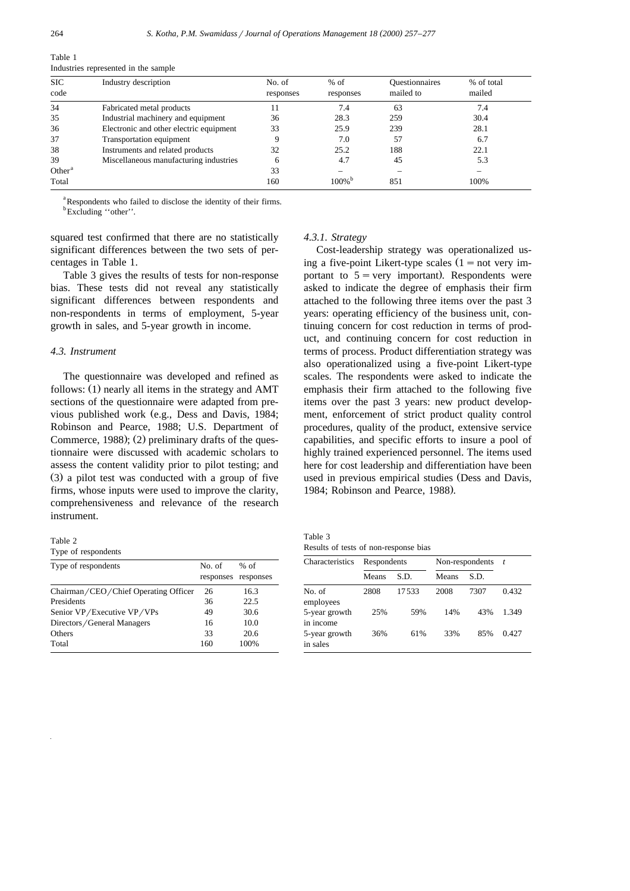Table 1
Industries represented in the sample

| SIC code | Industry description | No. of responses | % of responses | Questionnaires mailed to | % of total mailed |
|---|---|---|---|---|---|
| 34 | Fabricated metal products | 11 | 7.4 | 63 | 7.4 |
| 35 | Industrial machinery and equipment | 36 | 28.3 | 259 | 30.4 |
| 36 | Electronic and other electric equipment | 33 | 25.9 | 239 | 28.1 |
| 37 | Transportation equipment | 9 | 7.0 | 57 | 6.7 |
| 38 | Instruments and related products | 32 | 25.2 | 188 | 22.1 |
| 39 | Miscellaneous manufacturing industries | 6 | 4.7 | 45 | 5.3 |
| Other[a] | | 33 | – | – | – |
| Total | | 160 | 100%[b] | 851 | 100% |

[a] Respondents who failed to disclose the identity of their firms.
[b] Excluding ''other''.

squared test confirmed that there are no statistically significant differences between the two sets of percentages in Table 1.

Table 3 gives the results of tests for non-response bias. These tests did not reveal any statistically significant differences between respondents and non-respondents in terms of employment, 5-year growth in sales, and 5-year growth in income.

### 4.3. Instrument

The questionnaire was developed and refined as follows: (1) nearly all items in the strategy and AMT sections of the questionnaire were adapted from previous published work (e.g., Dess and Davis, 1984; Robinson and Pearce, 1988; U.S. Department of Commerce, 1988); (2) preliminary drafts of the questionnaire were discussed with academic scholars to assess the content validity prior to pilot testing; and (3) a pilot test was conducted with a group of five firms, whose inputs were used to improve the clarity, comprehensiveness and relevance of the research instrument.

Table 2
Type of respondents

| Type of respondents | No. of responses | % of responses |
|---|---|---|
| Chairman/CEO/Chief Operating Officer | 26 | 16.3 |
| Presidents | 36 | 22.5 |
| Senior VP/Executive VP/VPs | 49 | 30.6 |
| Directors/General Managers | 16 | 10.0 |
| Others | 33 | 20.6 |
| Total | 160 | 100% |

#### 4.3.1. Strategy

Cost-leadership strategy was operationalized using a five-point Likert-type scales (1 = not very important to 5 = very important). Respondents were asked to indicate the degree of emphasis their firm attached to the following three items over the past 3 years: operating efficiency of the business unit, continuing concern for cost reduction in terms of product, and continuing concern for cost reduction in terms of process. Product differentiation strategy was also operationalized using a five-point Likert-type scales. The respondents were asked to indicate the emphasis their firm attached to the following five items over the past 3 years: new product development, enforcement of strict product quality control procedures, quality of the product, extensive service capabilities, and specific efforts to insure a pool of highly trained experienced personnel. The items used here for cost leadership and differentiation have been used in previous empirical studies (Dess and Davis, 1984; Robinson and Pearce, 1988).

Table 3
Results of tests of non-response bias

| Characteristics | Respondents | | Non-respondents | | $t$ |
|---|---|---|---|---|---|
| | Means | S.D. | Means | S.D. | |
| No. of employees | 2808 | 17533 | 2008 | 7307 | 0.432 |
| 5-year growth in income | 25% | 59% | 14% | 43% | 1.349 |
| 5-year growth in sales | 36% | 61% | 33% | 85% | 0.427 |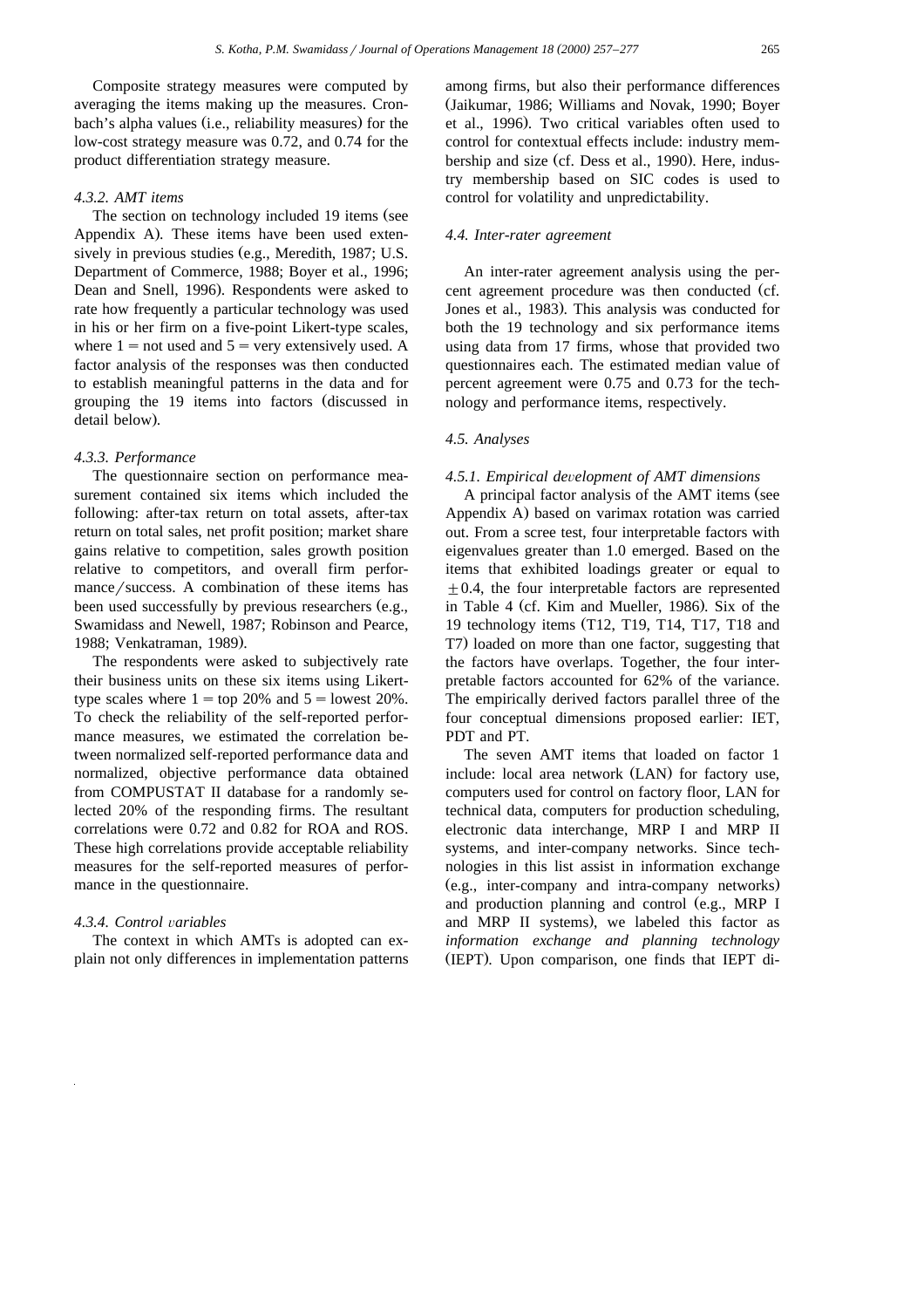Composite strategy measures were computed by averaging the items making up the measures. Cronbach's alpha values (i.e., reliability measures) for the low-cost strategy measure was 0.72, and 0.74 for the product differentiation strategy measure.

#### 4.3.2. AMT items

The section on technology included 19 items (see Appendix A). These items have been used extensively in previous studies (e.g., Meredith, 1987; U.S. Department of Commerce, 1988; Boyer et al., 1996; Dean and Snell, 1996). Respondents were asked to rate how frequently a particular technology was used in his or her firm on a five-point Likert-type scales, where 1 = not used and 5 = very extensively used. A factor analysis of the responses was then conducted to establish meaningful patterns in the data and for grouping the 19 items into factors (discussed in detail below).

#### 4.3.3. Performance

The questionnaire section on performance measurement contained six items which included the following: after-tax return on total assets, after-tax return on total sales, net profit position; market share gains relative to competition, sales growth position relative to competitors, and overall firm performance/success. A combination of these items has been used successfully by previous researchers (e.g., Swamidass and Newell, 1987; Robinson and Pearce, 1988; Venkatraman, 1989).

The respondents were asked to subjectively rate their business units on these six items using Likert-type scales where 1 = top 20% and 5 = lowest 20%. To check the reliability of the self-reported performance measures, we estimated the correlation between normalized self-reported performance data and normalized, objective performance data obtained from COMPUSTAT II database for a randomly selected 20% of the responding firms. The resultant correlations were 0.72 and 0.82 for ROA and ROS. These high correlations provide acceptable reliability measures for the self-reported measures of performance in the questionnaire.

#### 4.3.4. Control variables

The context in which AMTs is adopted can explain not only differences in implementation patterns among firms, but also their performance differences (Jaikumar, 1986; Williams and Novak, 1990; Boyer et al., 1996). Two critical variables often used to control for contextual effects include: industry membership and size (cf. Dess et al., 1990). Here, industry membership based on SIC codes is used to control for volatility and unpredictability.

### 4.4. Inter-rater agreement

An inter-rater agreement analysis using the percent agreement procedure was then conducted (cf. Jones et al., 1983). This analysis was conducted for both the 19 technology and six performance items using data from 17 firms, whose that provided two questionnaires each. The estimated median value of percent agreement were 0.75 and 0.73 for the technology and performance items, respectively.

### 4.5. Analyses

#### 4.5.1. Empirical development of AMT dimensions

A principal factor analysis of the AMT items (see Appendix A) based on varimax rotation was carried out. From a scree test, four interpretable factors with eigenvalues greater than 1.0 emerged. Based on the items that exhibited loadings greater or equal to $\pm 0.4$, the four interpretable factors are represented in Table 4 (cf. Kim and Mueller, 1986). Six of the 19 technology items (T12, T19, T14, T17, T18 and T7) loaded on more than one factor, suggesting that the factors have overlaps. Together, the four interpretable factors accounted for 62% of the variance. The empirically derived factors parallel three of the four conceptual dimensions proposed earlier: IET, PDT and PT.

The seven AMT items that loaded on factor 1 include: local area network (LAN) for factory use, computers used for control on factory floor, LAN for technical data, computers for production scheduling, electronic data interchange, MRP I and MRP II systems, and inter-company networks. Since technologies in this list assist in information exchange (e.g., inter-company and intra-company networks) and production planning and control (e.g., MRP I and MRP II systems), we labeled this factor as *information exchange and planning technology* (IEPT). Upon comparison, one finds that IEPT di-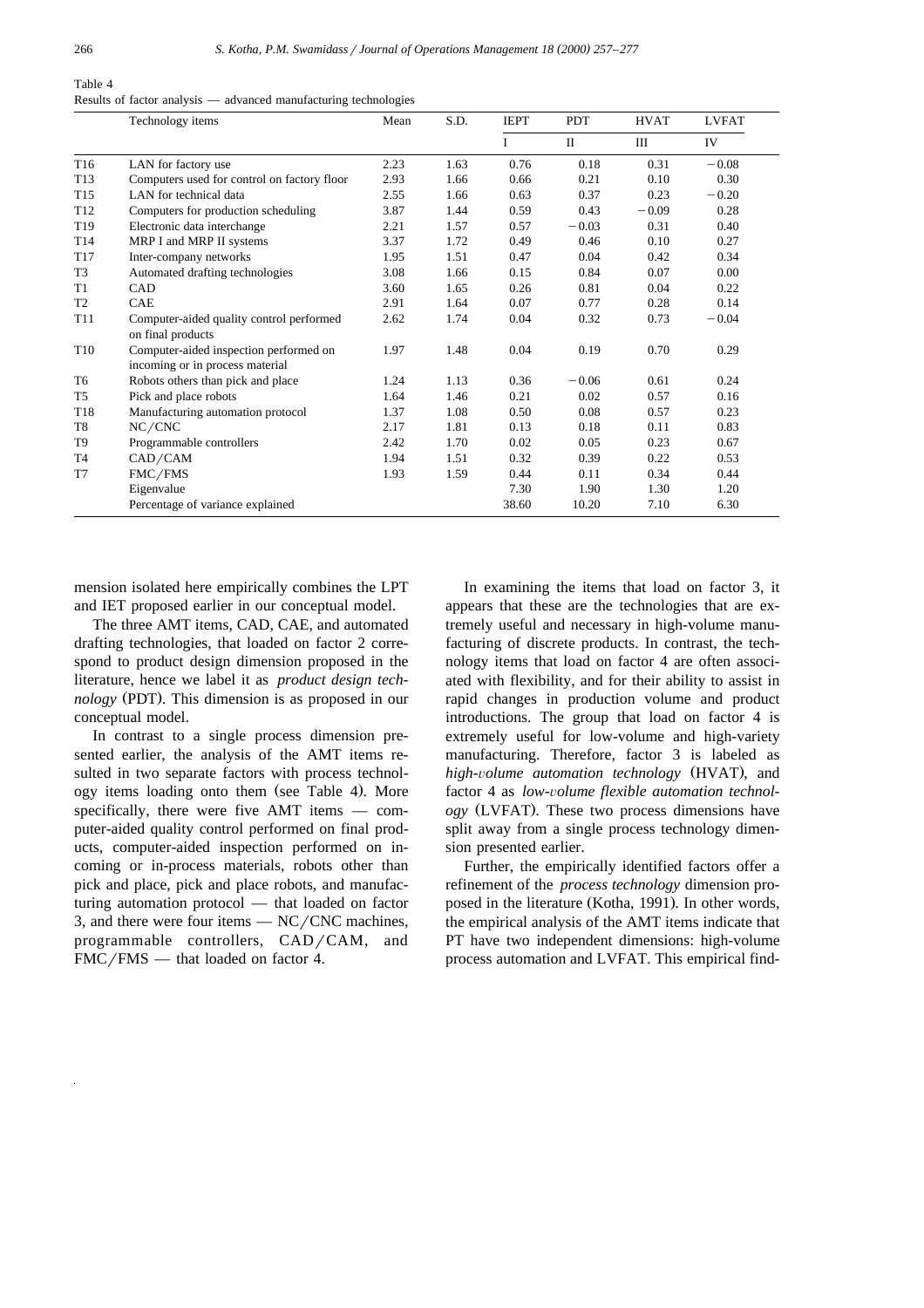Table 4
Results of factor analysis — advanced manufacturing technologies

| | Technology items | Mean | S.D. | IEPT | PDT | HVAT | LVFAT |
|---|---|---|---|---|---|---|---|
| | | | | I | II | III | IV |
| T16 | LAN for factory use | 2.23 | 1.63 | 0.76 | 0.18 | 0.31 | −0.08 |
| T13 | Computers used for control on factory floor | 2.93 | 1.66 | 0.66 | 0.21 | 0.10 | 0.30 |
| T15 | LAN for technical data | 2.55 | 1.66 | 0.63 | 0.37 | 0.23 | −0.20 |
| T12 | Computers for production scheduling | 3.87 | 1.44 | 0.59 | 0.43 | −0.09 | 0.28 |
| T19 | Electronic data interchange | 2.21 | 1.57 | 0.57 | −0.03 | 0.31 | 0.40 |
| T14 | MRP I and MRP II systems | 3.37 | 1.72 | 0.49 | 0.46 | 0.10 | 0.27 |
| T17 | Inter-company networks | 1.95 | 1.51 | 0.47 | 0.04 | 0.42 | 0.34 |
| T3 | Automated drafting technologies | 3.08 | 1.66 | 0.15 | 0.84 | 0.07 | 0.00 |
| T1 | CAD | 3.60 | 1.65 | 0.26 | 0.81 | 0.04 | 0.22 |
| T2 | CAE | 2.91 | 1.64 | 0.07 | 0.77 | 0.28 | 0.14 |
| T11 | Computer-aided quality control performed on final products | 2.62 | 1.74 | 0.04 | 0.32 | 0.73 | −0.04 |
| T10 | Computer-aided inspection performed on incoming or in process material | 1.97 | 1.48 | 0.04 | 0.19 | 0.70 | 0.29 |
| T6 | Robots others than pick and place | 1.24 | 1.13 | 0.36 | −0.06 | 0.61 | 0.24 |
| T5 | Pick and place robots | 1.64 | 1.46 | 0.21 | 0.02 | 0.57 | 0.16 |
| T18 | Manufacturing automation protocol | 1.37 | 1.08 | 0.50 | 0.08 | 0.57 | 0.23 |
| T8 | NC/CNC | 2.17 | 1.81 | 0.13 | 0.18 | 0.11 | 0.83 |
| T9 | Programmable controllers | 2.42 | 1.70 | 0.02 | 0.05 | 0.23 | 0.67 |
| T4 | CAD/CAM | 1.94 | 1.51 | 0.32 | 0.39 | 0.22 | 0.53 |
| T7 | FMC/FMS | 1.93 | 1.59 | 0.44 | 0.11 | 0.34 | 0.44 |
| | Eigenvalue | | | 7.30 | 1.90 | 1.30 | 1.20 |
| | Percentage of variance explained | | | 38.60 | 10.20 | 7.10 | 6.30 |

mension isolated here empirically combines the LPT and IET proposed earlier in our conceptual model.

The three AMT items, CAD, CAE, and automated drafting technologies, that loaded on factor 2 correspond to product design dimension proposed in the literature, hence we label it as *product design technology* (PDT). This dimension is as proposed in our conceptual model.

In contrast to a single process dimension presented earlier, the analysis of the AMT items resulted in two separate factors with process technology items loading onto them (see Table 4). More specifically, there were five AMT items — computer-aided quality control performed on final products, computer-aided inspection performed on incoming or in-process materials, robots other than pick and place, pick and place robots, and manufacturing automation protocol — that loaded on factor 3, and there were four items — NC/CNC machines, programmable controllers, CAD/CAM, and FMC/FMS — that loaded on factor 4.

In examining the items that load on factor 3, it appears that these are the technologies that are extremely useful and necessary in high-volume manufacturing of discrete products. In contrast, the technology items that load on factor 4 are often associated with flexibility, and for their ability to assist in rapid changes in production volume and product introductions. The group that load on factor 4 is extremely useful for low-volume and high-variety manufacturing. Therefore, factor 3 is labeled as *high-volume automation technology* (HVAT), and factor 4 as *low-volume flexible automation technology* (LVFAT). These two process dimensions have split away from a single process technology dimension presented earlier.

Further, the empirically identified factors offer a refinement of the *process technology* dimension proposed in the literature (Kotha, 1991). In other words, the empirical analysis of the AMT items indicate that PT have two independent dimensions: high-volume process automation and LVFAT. This empirical find-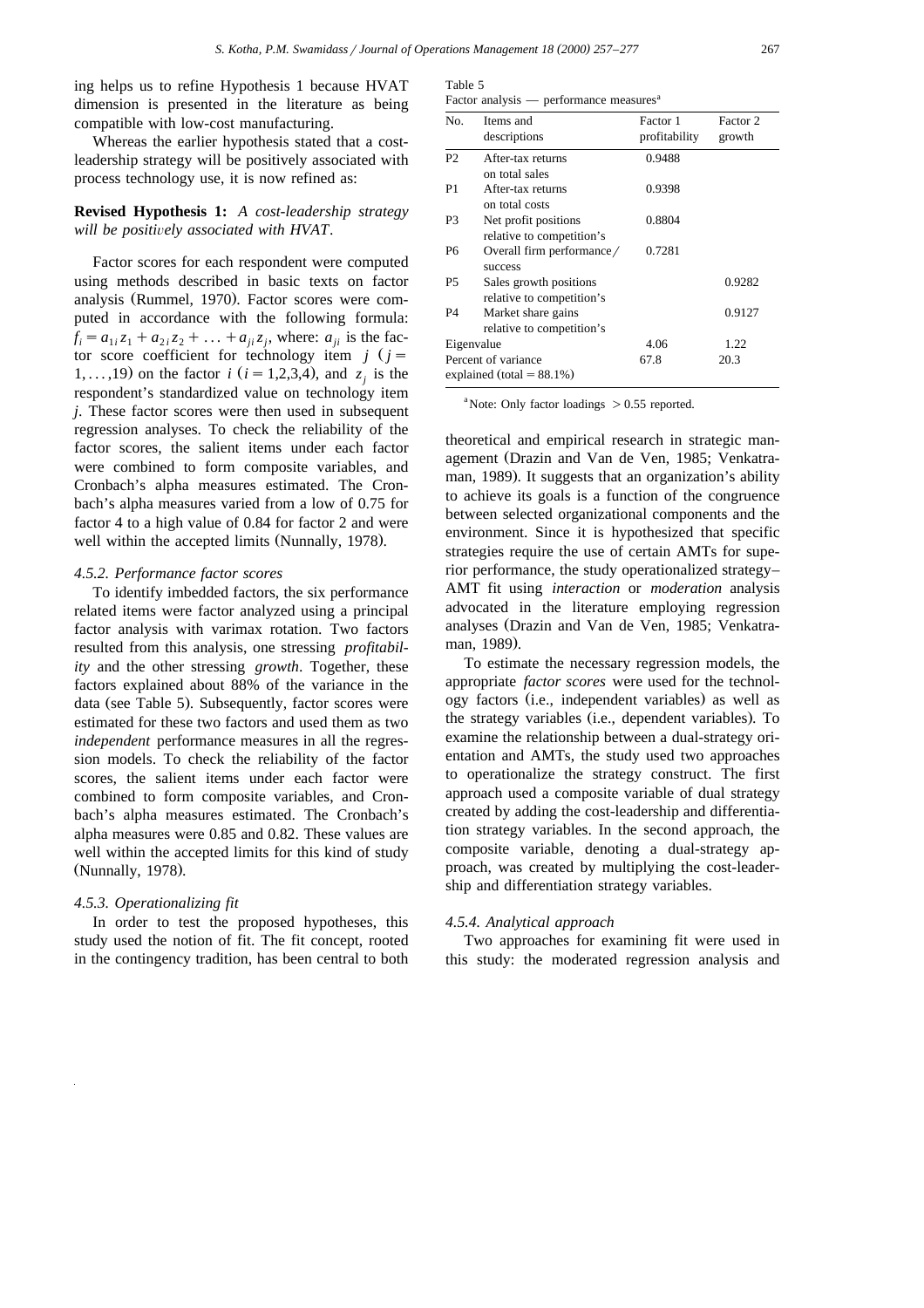ing helps us to refine Hypothesis 1 because HVAT dimension is presented in the literature as being compatible with low-cost manufacturing.

Whereas the earlier hypothesis stated that a cost-leadership strategy will be positively associated with process technology use, it is now refined as:

**Revised Hypothesis 1:** *A cost-leadership strategy will be positively associated with HVAT.*

Factor scores for each respondent were computed using methods described in basic texts on factor analysis (Rummel, 1970). Factor scores were computed in accordance with the following formula: $f_i = a_{1i} z_1 + a_{2i} z_2 + \ldots + a_{ji} z_j$, where: $a_{ji}$ is the factor score coefficient for technology item $j$ ($j = 1,\ldots,19$) on the factor $i$ ($i = 1,2,3,4$), and $z_j$ is the respondent's standardized value on technology item $j$. These factor scores were then used in subsequent regression analyses. To check the reliability of the factor scores, the salient items under each factor were combined to form composite variables, and Cronbach's alpha measures estimated. The Cronbach's alpha measures varied from a low of 0.75 for factor 4 to a high value of 0.84 for factor 2 and were well within the accepted limits (Nunnally, 1978).

#### 4.5.2. Performance factor scores

To identify imbedded factors, the six performance related items were factor analyzed using a principal factor analysis with varimax rotation. Two factors resulted from this analysis, one stressing *profitability* and the other stressing *growth*. Together, these factors explained about 88% of the variance in the data (see Table 5). Subsequently, factor scores were estimated for these two factors and used them as two *independent* performance measures in all the regression models. To check the reliability of the factor scores, the salient items under each factor were combined to form composite variables, and Cronbach's alpha measures estimated. The Cronbach's alpha measures were 0.85 and 0.82. These values are well within the accepted limits for this kind of study (Nunnally, 1978).

Table 5
Factor analysis — performance measures[a]

| No. | Items and descriptions | Factor 1 profitability | Factor 2 growth |
|---|---|---|---|
| P2 | After-tax returns on total sales | 0.9488 | |
| P1 | After-tax returns on total costs | 0.9398 | |
| P3 | Net profit positions relative to competition's | 0.8804 | |
| P6 | Overall firm performance / success | 0.7281 | |
| P5 | Sales growth positions relative to competition's | | 0.9282 |
| P4 | Market share gains relative to competition's | | 0.9127 |
| Eigenvalue | | 4.06 | 1.22 |
| Percent of variance explained (total = 88.1%) | | 67.8 | 20.3 |

[a] Note: Only factor loadings > 0.55 reported.

#### 4.5.3. Operationalizing fit

In order to test the proposed hypotheses, this study used the notion of fit. The fit concept, rooted in the contingency tradition, has been central to both theoretical and empirical research in strategic management (Drazin and Van de Ven, 1985; Venkatraman, 1989). It suggests that an organization's ability to achieve its goals is a function of the congruence between selected organizational components and the environment. Since it is hypothesized that specific strategies require the use of certain AMTs for superior performance, the study operationalized strategy–AMT fit using *interaction* or *moderation* analysis advocated in the literature employing regression analyses (Drazin and Van de Ven, 1985; Venkatraman, 1989).

To estimate the necessary regression models, the appropriate *factor scores* were used for the technology factors (i.e., independent variables) as well as the strategy variables (i.e., dependent variables). To examine the relationship between a dual-strategy orientation and AMTs, the study used two approaches to operationalize the strategy construct. The first approach used a composite variable of dual strategy created by adding the cost-leadership and differentiation strategy variables. In the second approach, the composite variable, denoting a dual-strategy approach, was created by multiplying the cost-leadership and differentiation strategy variables.

#### 4.5.4. Analytical approach

Two approaches for examining fit were used in this study: the moderated regression analysis and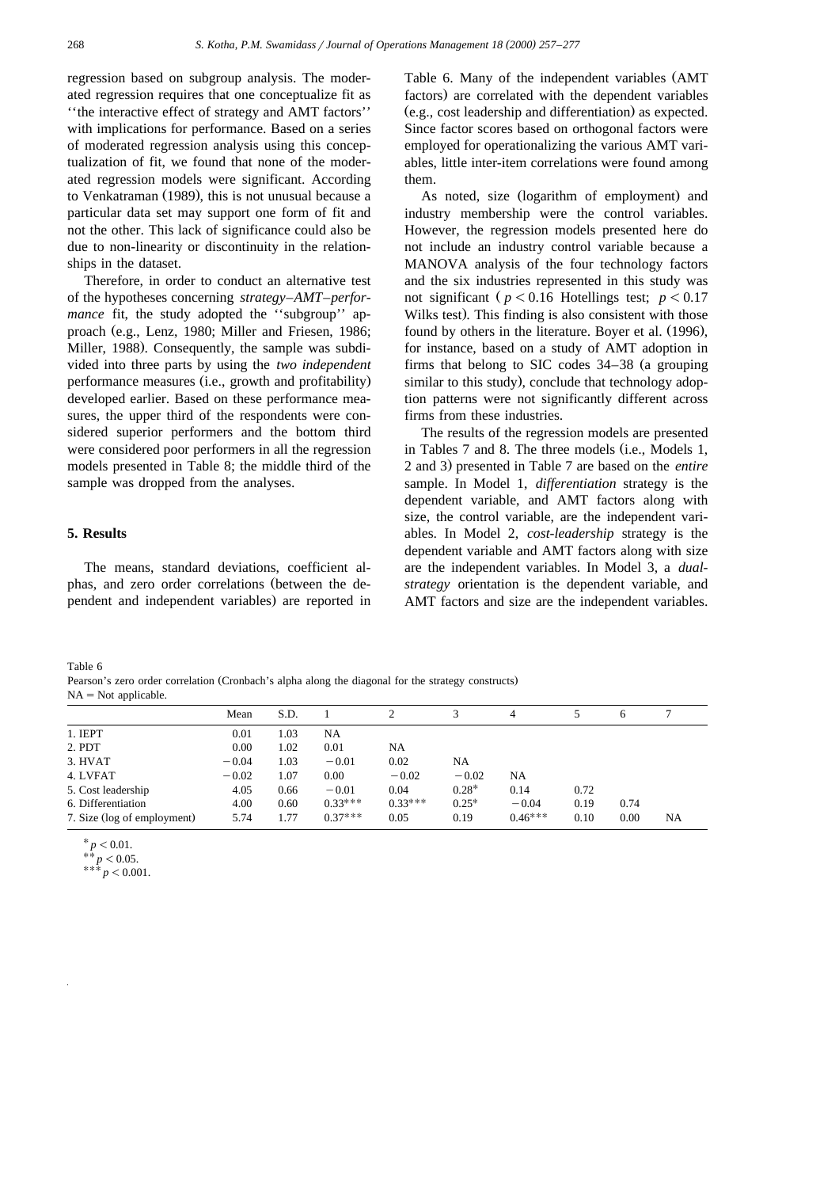regression based on subgroup analysis. The moderated regression requires that one conceptualize fit as ''the interactive effect of strategy and AMT factors'' with implications for performance. Based on a series of moderated regression analysis using this conceptualization of fit, we found that none of the moderated regression models were significant. According to Venkatraman (1989), this is not unusual because a particular data set may support one form of fit and not the other. This lack of significance could also be due to non-linearity or discontinuity in the relationships in the dataset.

Therefore, in order to conduct an alternative test of the hypotheses concerning *strategy–AMT–performance* fit, the study adopted the ''subgroup'' approach (e.g., Lenz, 1980; Miller and Friesen, 1986; Miller, 1988). Consequently, the sample was subdivided into three parts by using the *two independent* performance measures (i.e., growth and profitability) developed earlier. Based on these performance measures, the upper third of the respondents were considered superior performers and the bottom third were considered poor performers in all the regression models presented in Table 8; the middle third of the sample was dropped from the analyses.

## 5. Results

The means, standard deviations, coefficient alphas, and zero order correlations (between the dependent and independent variables) are reported in Table 6. Many of the independent variables (AMT factors) are correlated with the dependent variables (e.g., cost leadership and differentiation) as expected. Since factor scores based on orthogonal factors were employed for operationalizing the various AMT variables, little inter-item correlations were found among them.

As noted, size (logarithm of employment) and industry membership were the control variables. However, the regression models presented here do not include an industry control variable because a MANOVA analysis of the four technology factors and the six industries represented in this study was not significant ($p < 0.16$ Hotellings test; $p < 0.17$ Wilks test). This finding is also consistent with those found by others in the literature. Boyer et al. (1996), for instance, based on a study of AMT adoption in firms that belong to SIC codes 34–38 (a grouping similar to this study), conclude that technology adoption patterns were not significantly different across firms from these industries.

The results of the regression models are presented in Tables 7 and 8. The three models (i.e., Models 1, 2 and 3) presented in Table 7 are based on the *entire* sample. In Model 1, *differentiation* strategy is the dependent variable, and AMT factors along with size, the control variable, are the independent variables. In Model 2, *cost-leadership* strategy is the dependent variable and AMT factors along with size are the independent variables. In Model 3, a *dual-strategy* orientation is the dependent variable, and AMT factors and size are the independent variables.

Table 6
Pearson's zero order correlation (Cronbach's alpha along the diagonal for the strategy constructs)
NA = Not applicable.

| | Mean | S.D. | 1 | 2 | 3 | 4 | 5 | 6 | 7 |
|---|---|---|---|---|---|---|---|---|---|
| 1. IEPT | 0.01 | 1.03 | NA | | | | | | |
| 2. PDT | 0.00 | 1.02 | 0.01 | NA | | | | | |
| 3. HVAT | −0.04 | 1.03 | −0.01 | 0.02 | NA | | | | |
| 4. LVFAT | −0.02 | 1.07 | 0.00 | −0.02 | −0.02 | NA | | | |
| 5. Cost leadership | 4.05 | 0.66 | −0.01 | 0.04 | 0.28* | 0.14 | 0.72 | | |
| 6. Differentiation | 4.00 | 0.60 | 0.33*** | 0.33*** | 0.25* | −0.04 | 0.19 | 0.74 | |
| 7. Size (log of employment) | 5.74 | 1.77 | 0.37*** | 0.05 | 0.19 | 0.46*** | 0.10 | 0.00 | NA |

* $p < 0.01$.
** $p < 0.05$.
*** $p < 0.001$.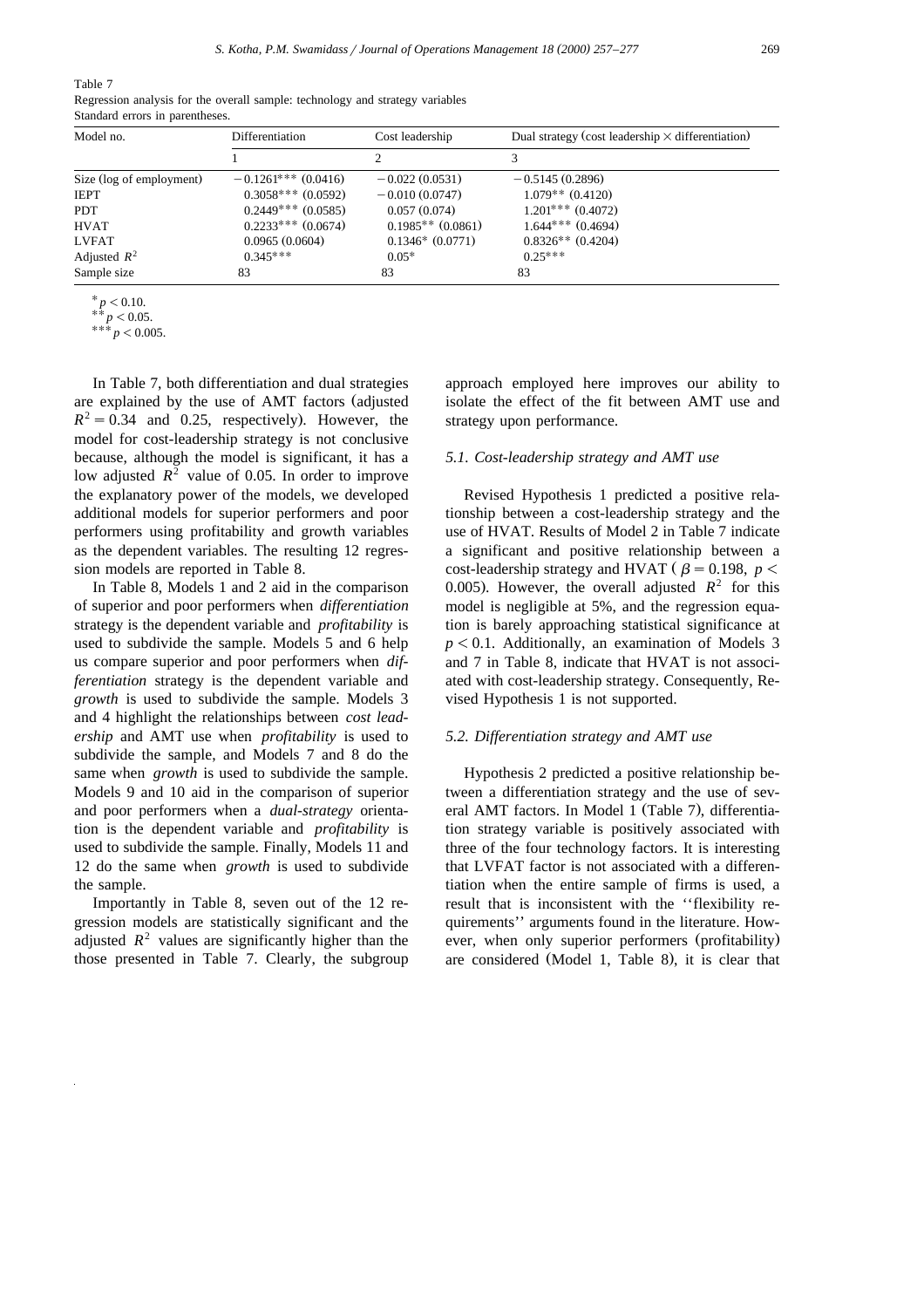Table 7
Regression analysis for the overall sample: technology and strategy variables
Standard errors in parentheses.

| Model no. | Differentiation | Cost leadership | Dual strategy (cost leadership × differentiation) |
|---|---|---|---|
| | 1 | 2 | 3 |
| Size (log of employment) | $-0.1261^{***}$ (0.0416) | $-0.022$ (0.0531) | $-0.5145$ (0.2896) |
| IEPT | $0.3058^{***}$ (0.0592) | $-0.010$ (0.0747) | $1.079^{**}$ (0.4120) |
| PDT | $0.2449^{***}$ (0.0585) | 0.057 (0.074) | $1.201^{***}$ (0.4072) |
| HVAT | $0.2233^{***}$ (0.0674) | $0.1985^{**}$ (0.0861) | $1.644^{***}$ (0.4694) |
| LVFAT | 0.0965 (0.0604) | $0.1346^{*}$ (0.0771) | $0.8326^{**}$ (0.4204) |
| Adjusted $R^2$ | $0.345^{***}$ | $0.05^{*}$ | $0.25^{***}$ |
| Sample size | 83 | 83 | 83 |

$^{*}p < 0.10$.
$^{**}p < 0.05$.
$^{***}p < 0.005$.

In Table 7, both differentiation and dual strategies are explained by the use of AMT factors (adjusted $R^2 = 0.34$ and 0.25, respectively). However, the model for cost-leadership strategy is not conclusive because, although the model is significant, it has a low adjusted $R^2$ value of 0.05. In order to improve the explanatory power of the models, we developed additional models for superior performers and poor performers using profitability and growth variables as the dependent variables. The resulting 12 regression models are reported in Table 8.

In Table 8, Models 1 and 2 aid in the comparison of superior and poor performers when *differentiation* strategy is the dependent variable and *profitability* is used to subdivide the sample. Models 5 and 6 help us compare superior and poor performers when *differentiation* strategy is the dependent variable and *growth* is used to subdivide the sample. Models 3 and 4 highlight the relationships between *cost leadership* and AMT use when *profitability* is used to subdivide the sample, and Models 7 and 8 do the same when *growth* is used to subdivide the sample. Models 9 and 10 aid in the comparison of superior and poor performers when a *dual-strategy* orientation is the dependent variable and *profitability* is used to subdivide the sample. Finally, Models 11 and 12 do the same when *growth* is used to subdivide the sample.

Importantly in Table 8, seven out of the 12 regression models are statistically significant and the adjusted $R^2$ values are significantly higher than the those presented in Table 7. Clearly, the subgroup approach employed here improves our ability to isolate the effect of the fit between AMT use and strategy upon performance.

### 5.1. Cost-leadership strategy and AMT use

Revised Hypothesis 1 predicted a positive relationship between a cost-leadership strategy and the use of HVAT. Results of Model 2 in Table 7 indicate a significant and positive relationship between a cost-leadership strategy and HVAT ($\beta = 0.198$, $p < 0.005$). However, the overall adjusted $R^2$ for this model is negligible at 5%, and the regression equation is barely approaching statistical significance at $p < 0.1$. Additionally, an examination of Models 3 and 7 in Table 8, indicate that HVAT is not associated with cost-leadership strategy. Consequently, Revised Hypothesis 1 is not supported.

### 5.2. Differentiation strategy and AMT use

Hypothesis 2 predicted a positive relationship between a differentiation strategy and the use of several AMT factors. In Model 1 (Table 7), differentiation strategy variable is positively associated with three of the four technology factors. It is interesting that LVFAT factor is not associated with a differentiation when the entire sample of firms is used, a result that is inconsistent with the ''flexibility requirements'' arguments found in the literature. However, when only superior performers (profitability) are considered (Model 1, Table 8), it is clear that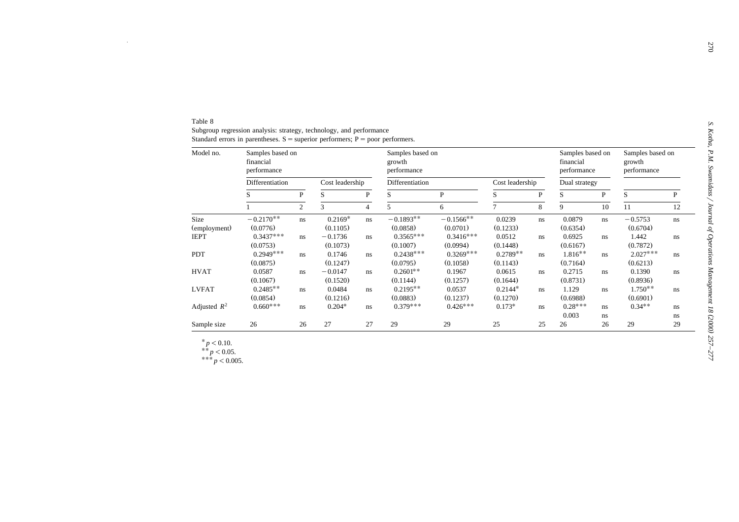Table 8
Subgroup regression analysis: strategy, technology, and performance
Standard errors in parentheses. S = superior performers; P = poor performers.

| Model no. | Samples based on financial performance | | | | Samples based on growth performance | | | | Samples based on financial performance | | Samples based on growth performance | |
|---|---|---|---|---|---|---|---|---|---|---|---|---|
| | Differentiation | | Cost leadership | | Differentiation | | Cost leadership | | Dual strategy | | | |
| | S | P | S | P | S | P | S | P | S | P | S | P |
| | 1 | 2 | 3 | 4 | 5 | 6 | 7 | 8 | 9 | 10 | 11 | 12 |
| Size (employment) | −0.2170** (0.0776) | ns | 0.2169* (0.1105) | ns | −0.1893** (0.0858) | −0.1566** (0.0701) | 0.0239 (0.1233) | ns | 0.0879 (0.6354) | ns | −0.5753 (0.6704) | ns |
| IEPT | 0.3437*** (0.0753) | ns | −0.1736 (0.1073) | ns | 0.3565*** (0.1007) | 0.3416*** (0.0994) | 0.0512 (0.1448) | ns | 0.6925 (0.6167) | ns | 1.442 (0.7872) | ns |
| PDT | 0.2949*** (0.0875) | ns | 0.1746 (0.1247) | ns | 0.2438*** (0.0795) | 0.3269*** (0.1058) | 0.2789** (0.1143) | ns | 1.816** (0.7164) | ns | 2.027*** (0.6213) | ns |
| HVAT | 0.0587 (0.1067) | ns | −0.0147 (0.1520) | ns | 0.2601** (0.1144) | 0.1967 (0.1257) | 0.0615 (0.1644) | ns | 0.2715 (0.8731) | ns | 0.1390 (0.8936) | ns |
| LVFAT | 0.2485** (0.0854) | ns | 0.0484 (0.1216) | ns | 0.2195** (0.0883) | 0.0537 (0.1237) | 0.2144* (0.1270) | ns | 1.129 (0.6988) | ns | 1.750** (0.6901) | ns |
| Adjusted $R^2$ | 0.660*** | ns | 0.204* | ns | 0.379*** | 0.426*** | 0.173* | ns | 0.28*** 0.003 | ns ns | 0.34** | ns ns |
| Sample size | 26 | 26 | 27 | 27 | 29 | 29 | 25 | 25 | 26 | 26 | 29 | 29 |

* $p < 0.10$.
** $p < 0.05$.
*** $p < 0.005$.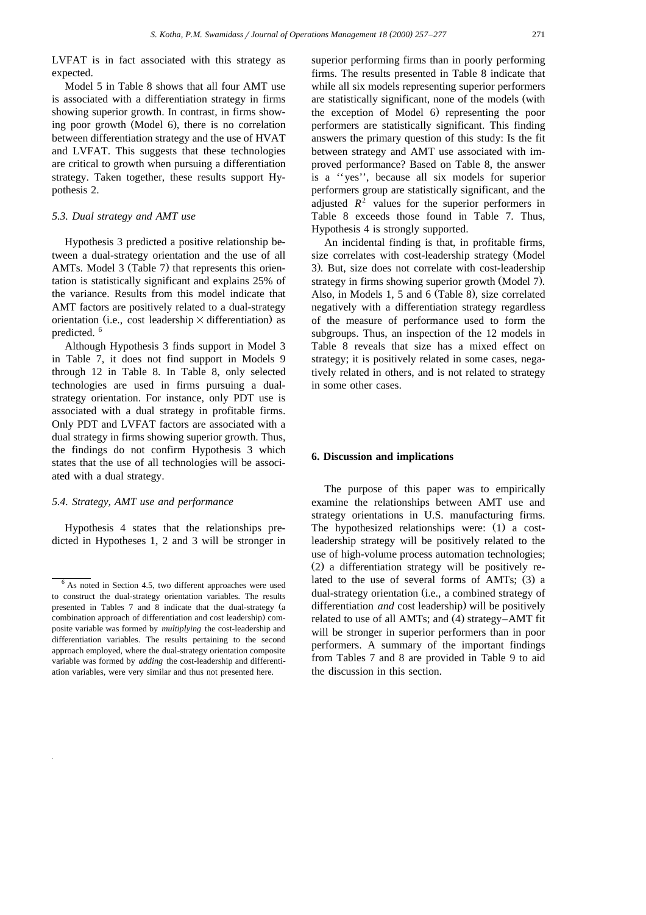LVFAT is in fact associated with this strategy as expected.

Model 5 in Table 8 shows that all four AMT use is associated with a differentiation strategy in firms showing superior growth. In contrast, in firms showing poor growth (Model 6), there is no correlation between differentiation strategy and the use of HVAT and LVFAT. This suggests that these technologies are critical to growth when pursuing a differentiation strategy. Taken together, these results support Hypothesis 2.

### 5.3. Dual strategy and AMT use

Hypothesis 3 predicted a positive relationship between a dual-strategy orientation and the use of all AMTs. Model 3 (Table 7) that represents this orientation is statistically significant and explains 25% of the variance. Results from this model indicate that AMT factors are positively related to a dual-strategy orientation (i.e., cost leadership × differentiation) as predicted. [6]

Although Hypothesis 3 finds support in Model 3 in Table 7, it does not find support in Models 9 through 12 in Table 8. In Table 8, only selected technologies are used in firms pursuing a dual-strategy orientation. For instance, only PDT use is associated with a dual strategy in profitable firms. Only PDT and LVFAT factors are associated with a dual strategy in firms showing superior growth. Thus, the findings do not confirm Hypothesis 3 which states that the use of all technologies will be associated with a dual strategy.

### 5.4. Strategy, AMT use and performance

Hypothesis 4 states that the relationships predicted in Hypotheses 1, 2 and 3 will be stronger in superior performing firms than in poorly performing firms. The results presented in Table 8 indicate that while all six models representing superior performers are statistically significant, none of the models (with the exception of Model 6) representing the poor performers are statistically significant. This finding answers the primary question of this study: Is the fit between strategy and AMT use associated with improved performance? Based on Table 8, the answer is a ''yes'', because all six models for superior performers group are statistically significant, and the adjusted $R^2$ values for the superior performers in Table 8 exceeds those found in Table 7. Thus, Hypothesis 4 is strongly supported.

An incidental finding is that, in profitable firms, size correlates with cost-leadership strategy (Model 3). But, size does not correlate with cost-leadership strategy in firms showing superior growth (Model 7). Also, in Models 1, 5 and 6 (Table 8), size correlated negatively with a differentiation strategy regardless of the measure of performance used to form the subgroups. Thus, an inspection of the 12 models in Table 8 reveals that size has a mixed effect on strategy; it is positively related in some cases, negatively related in others, and is not related to strategy in some other cases.

## 6. Discussion and implications

The purpose of this paper was to empirically examine the relationships between AMT use and strategy orientations in U.S. manufacturing firms. The hypothesized relationships were: (1) a cost-leadership strategy will be positively related to the use of high-volume process automation technologies; (2) a differentiation strategy will be positively related to the use of several forms of AMTs; (3) a dual-strategy orientation (i.e., a combined strategy of differentiation *and* cost leadership) will be positively related to use of all AMTs; and (4) strategy–AMT fit will be stronger in superior performers than in poor performers. A summary of the important findings from Tables 7 and 8 are provided in Table 9 to aid the discussion in this section.

---

[6] As noted in Section 4.5, two different approaches were used to construct the dual-strategy orientation variables. The results presented in Tables 7 and 8 indicate that the dual-strategy (a combination approach of differentiation and cost leadership) composite variable was formed by *multiplying* the cost-leadership and differentiation variables. The results pertaining to the second approach employed, where the dual-strategy orientation composite variable was formed by *adding* the cost-leadership and differentiation variables, were very similar and thus not presented here.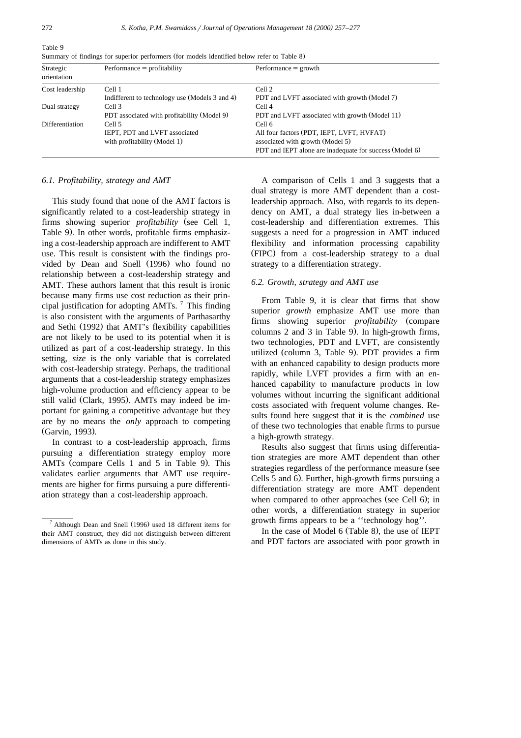Table 9

Summary of findings for superior performers (for models identified below refer to Table 8)

| Strategic orientation | Performance = profitability | Performance = growth |
|---|---|---|
| Cost leadership | Cell 1<br>Indifferent to technology use (Models 3 and 4) | Cell 2<br>PDT and LVFT associated with growth (Model 7) |
| Dual strategy | Cell 3<br>PDT associated with profitability (Model 9) | Cell 4<br>PDT and LVFT associated with growth (Model 11) |
| Differentiation | Cell 5<br>IEPT, PDT and LVFT associated with profitability (Model 1) | Cell 6<br>All four factors (PDT, IEPT, LVFT, HVFAT) associated with growth (Model 5)<br>PDT and IEPT alone are inadequate for success (Model 6) |

### 6.1. Profitability, strategy and AMT

This study found that none of the AMT factors is significantly related to a cost-leadership strategy in firms showing superior *profitability* (see Cell 1, Table 9). In other words, profitable firms emphasizing a cost-leadership approach are indifferent to AMT use. This result is consistent with the findings provided by Dean and Snell (1996) who found no relationship between a cost-leadership strategy and AMT. These authors lament that this result is ironic because many firms use cost reduction as their principal justification for adopting AMTs. [7] This finding is also consistent with the arguments of Parthasarthy and Sethi (1992) that AMT's flexibility capabilities are not likely to be used to its potential when it is utilized as part of a cost-leadership strategy. In this setting, *size* is the only variable that is correlated with cost-leadership strategy. Perhaps, the traditional arguments that a cost-leadership strategy emphasizes high-volume production and efficiency appear to be still valid (Clark, 1995). AMTs may indeed be important for gaining a competitive advantage but they are by no means the *only* approach to competing (Garvin, 1993).

In contrast to a cost-leadership approach, firms pursuing a differentiation strategy employ more AMTs (compare Cells 1 and 5 in Table 9). This validates earlier arguments that AMT use requirements are higher for firms pursuing a pure differentiation strategy than a cost-leadership approach.

A comparison of Cells 1 and 3 suggests that a dual strategy is more AMT dependent than a cost-leadership approach. Also, with regards to its dependency on AMT, a dual strategy lies in-between a cost-leadership and differentiation extremes. This suggests a need for a progression in AMT induced flexibility and information processing capability (FIPC) from a cost-leadership strategy to a dual strategy to a differentiation strategy.

### 6.2. Growth, strategy and AMT use

From Table 9, it is clear that firms that show superior *growth* emphasize AMT use more than firms showing superior *profitability* (compare columns 2 and 3 in Table 9). In high-growth firms, two technologies, PDT and LVFT, are consistently utilized (column 3, Table 9). PDT provides a firm with an enhanced capability to design products more rapidly, while LVFT provides a firm with an enhanced capability to manufacture products in low volumes without incurring the significant additional costs associated with frequent volume changes. Results found here suggest that it is the *combined* use of these two technologies that enable firms to pursue a high-growth strategy.

Results also suggest that firms using differentiation strategies are more AMT dependent than other strategies regardless of the performance measure (see Cells 5 and 6). Further, high-growth firms pursuing a differentiation strategy are more AMT dependent when compared to other approaches (see Cell 6); in other words, a differentiation strategy in superior growth firms appears to be a ''technology hog''.

In the case of Model 6 (Table 8), the use of IEPT and PDT factors are associated with poor growth in

[7] Although Dean and Snell (1996) used 18 different items for their AMT construct, they did not distinguish between different dimensions of AMTs as done in this study.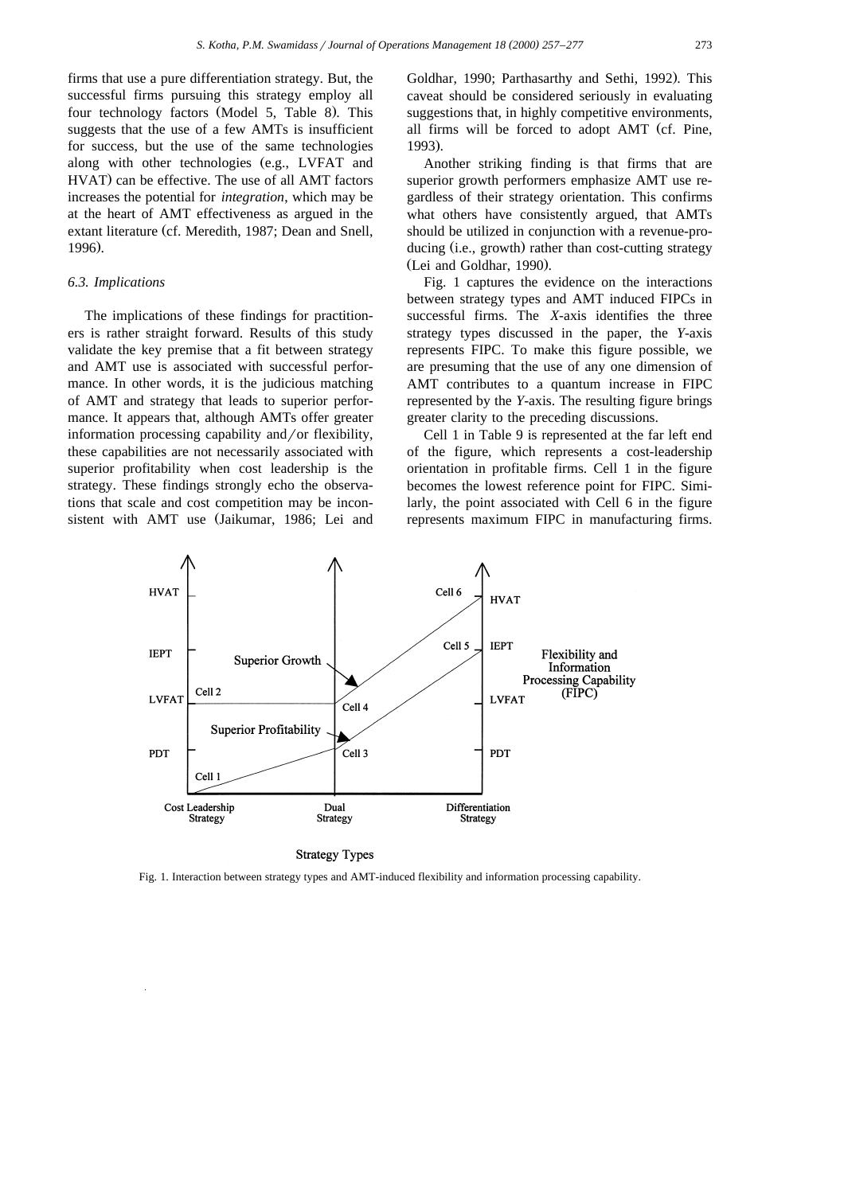firms that use a pure differentiation strategy. But, the successful firms pursuing this strategy employ all four technology factors (Model 5, Table 8). This suggests that the use of a few AMTs is insufficient for success, but the use of the same technologies along with other technologies (e.g., LVFAT and HVAT) can be effective. The use of all AMT factors increases the potential for *integration*, which may be at the heart of AMT effectiveness as argued in the extant literature (cf. Meredith, 1987; Dean and Snell, 1996).

### 6.3. Implications

The implications of these findings for practitioners is rather straight forward. Results of this study validate the key premise that a fit between strategy and AMT use is associated with successful performance. In other words, it is the judicious matching of AMT and strategy that leads to superior performance. It appears that, although AMTs offer greater information processing capability and/or flexibility, these capabilities are not necessarily associated with superior profitability when cost leadership is the strategy. These findings strongly echo the observations that scale and cost competition may be inconsistent with AMT use (Jaikumar, 1986; Lei and Goldhar, 1990; Parthasarthy and Sethi, 1992). This caveat should be considered seriously in evaluating suggestions that, in highly competitive environments, all firms will be forced to adopt AMT (cf. Pine, 1993).

Another striking finding is that firms that are superior growth performers emphasize AMT use regardless of their strategy orientation. This confirms what others have consistently argued, that AMTs should be utilized in conjunction with a revenue-producing (i.e., growth) rather than cost-cutting strategy (Lei and Goldhar, 1990).

Fig. 1 captures the evidence on the interactions between strategy types and AMT induced FIPCs in successful firms. The *X*-axis identifies the three strategy types discussed in the paper, the *Y*-axis represents FIPC. To make this figure possible, we are presuming that the use of any one dimension of AMT contributes to a quantum increase in FIPC represented by the *Y*-axis. The resulting figure brings greater clarity to the preceding discussions.

Cell 1 in Table 9 is represented at the far left end of the figure, which represents a cost-leadership orientation in profitable firms. Cell 1 in the figure becomes the lowest reference point for FIPC. Similarly, the point associated with Cell 6 in the figure represents maximum FIPC in manufacturing firms.

Fig. 1. Interaction between strategy types and AMT-induced flexibility and information processing capability.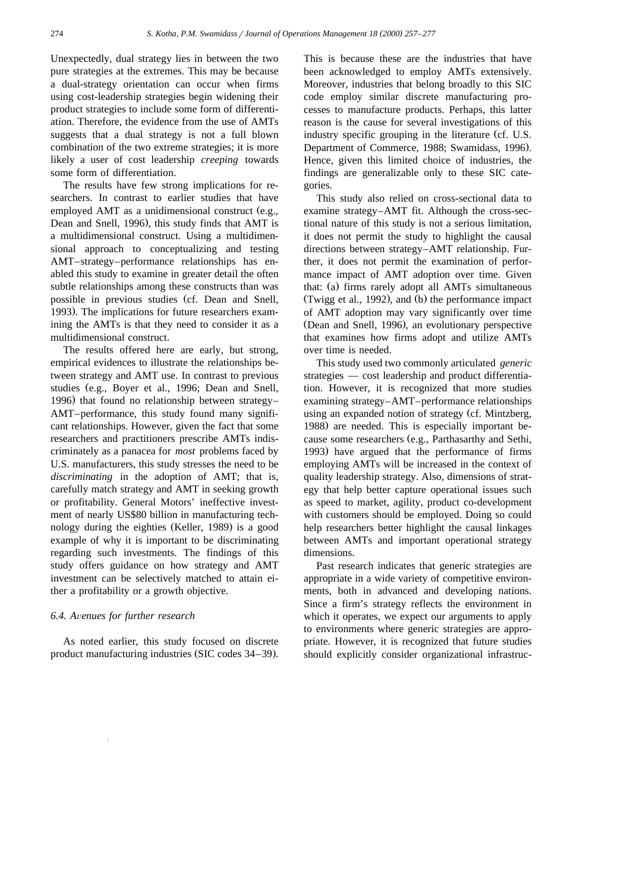Unexpectedly, dual strategy lies in between the two pure strategies at the extremes. This may be because a dual-strategy orientation can occur when firms using cost-leadership strategies begin widening their product strategies to include some form of differentiation. Therefore, the evidence from the use of AMTs suggests that a dual strategy is not a full blown combination of the two extreme strategies; it is more likely a user of cost leadership *creeping* towards some form of differentiation.

The results have few strong implications for researchers. In contrast to earlier studies that have employed AMT as a unidimensional construct (e.g., Dean and Snell, 1996), this study finds that AMT is a multidimensional construct. Using a multidimensional approach to conceptualizing and testing AMT–strategy–performance relationships has enabled this study to examine in greater detail the often subtle relationships among these constructs than was possible in previous studies (cf. Dean and Snell, 1993). The implications for future researchers examining the AMTs is that they need to consider it as a multidimensional construct.

The results offered here are early, but strong, empirical evidences to illustrate the relationships between strategy and AMT use. In contrast to previous studies (e.g., Boyer et al., 1996; Dean and Snell, 1996) that found no relationship between strategy–AMT–performance, this study found many significant relationships. However, given the fact that some researchers and practitioners prescribe AMTs indiscriminately as a panacea for *most* problems faced by U.S. manufacturers, this study stresses the need to be *discriminating* in the adoption of AMT; that is, carefully match strategy and AMT in seeking growth or profitability. General Motors' ineffective investment of nearly US$80 billion in manufacturing technology during the eighties (Keller, 1989) is a good example of why it is important to be discriminating regarding such investments. The findings of this study offers guidance on how strategy and AMT investment can be selectively matched to attain either a profitability or a growth objective.

### 6.4. Avenues for further research

As noted earlier, this study focused on discrete product manufacturing industries (SIC codes 34–39). This is because these are the industries that have been acknowledged to employ AMTs extensively. Moreover, industries that belong broadly to this SIC code employ similar discrete manufacturing processes to manufacture products. Perhaps, this latter reason is the cause for several investigations of this industry specific grouping in the literature (cf. U.S. Department of Commerce, 1988; Swamidass, 1996). Hence, given this limited choice of industries, the findings are generalizable only to these SIC categories.

This study also relied on cross-sectional data to examine strategy–AMT fit. Although the cross-sectional nature of this study is not a serious limitation, it does not permit the study to highlight the causal directions between strategy–AMT relationship. Further, it does not permit the examination of performance impact of AMT adoption over time. Given that: (a) firms rarely adopt all AMTs simultaneous (Twigg et al., 1992), and (b) the performance impact of AMT adoption may vary significantly over time (Dean and Snell, 1996), an evolutionary perspective that examines how firms adopt and utilize AMTs over time is needed.

This study used two commonly articulated *generic* strategies — cost leadership and product differentiation. However, it is recognized that more studies examining strategy–AMT–performance relationships using an expanded notion of strategy (cf. Mintzberg, 1988) are needed. This is especially important because some researchers (e.g., Parthasarthy and Sethi, 1993) have argued that the performance of firms employing AMTs will be increased in the context of quality leadership strategy. Also, dimensions of strategy that help better capture operational issues such as speed to market, agility, product co-development with customers should be employed. Doing so could help researchers better highlight the causal linkages between AMTs and important operational strategy dimensions.

Past research indicates that generic strategies are appropriate in a wide variety of competitive environments, both in advanced and developing nations. Since a firm's strategy reflects the environment in which it operates, we expect our arguments to apply to environments where generic strategies are appropriate. However, it is recognized that future studies should explicitly consider organizational infrastruc-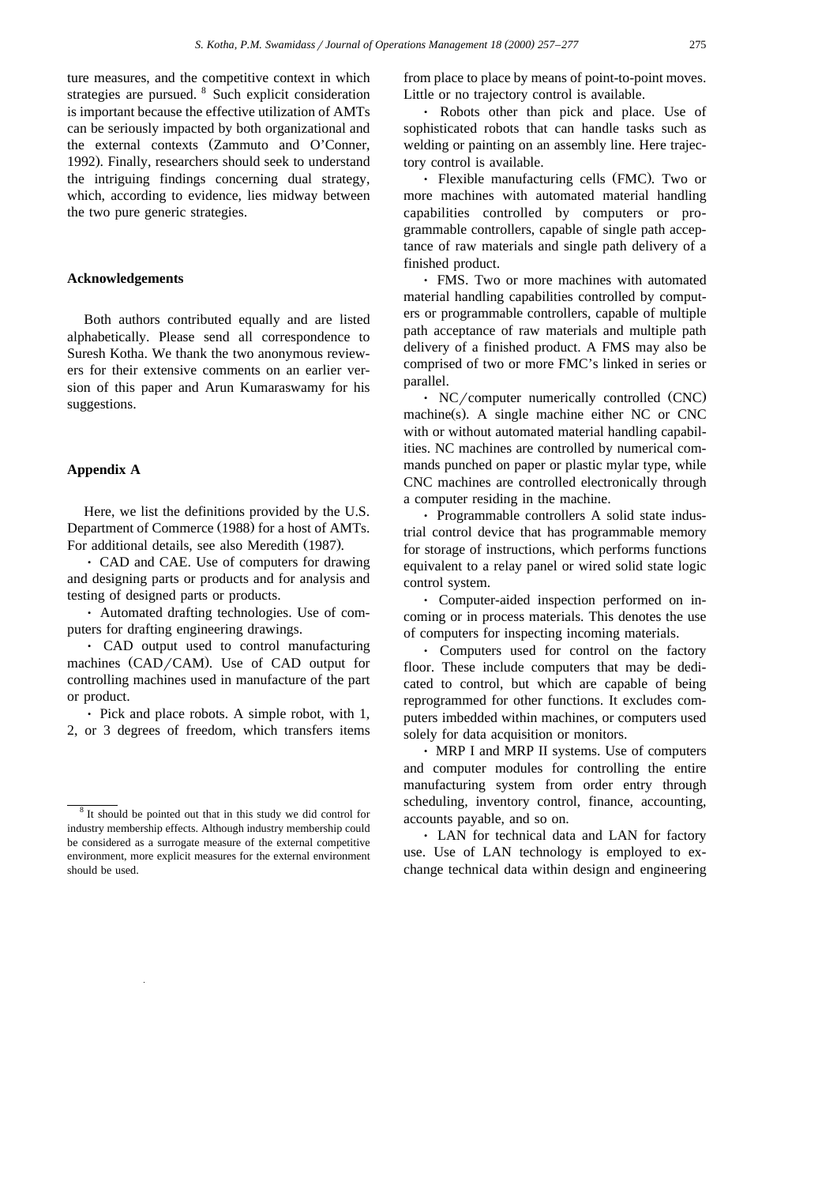ture measures, and the competitive context in which strategies are pursued. [8] Such explicit consideration is important because the effective utilization of AMTs can be seriously impacted by both organizational and the external contexts (Zammuto and O'Conner, 1992). Finally, researchers should seek to understand the intriguing findings concerning dual strategy, which, according to evidence, lies midway between the two pure generic strategies.

## Acknowledgements

Both authors contributed equally and are listed alphabetically. Please send all correspondence to Suresh Kotha. We thank the two anonymous reviewers for their extensive comments on an earlier version of this paper and Arun Kumaraswamy for his suggestions.

## Appendix A

Here, we list the definitions provided by the U.S. Department of Commerce (1988) for a host of AMTs. For additional details, see also Meredith (1987).

- CAD and CAE. Use of computers for drawing and designing parts or products and for analysis and testing of designed parts or products.
- Automated drafting technologies. Use of computers for drafting engineering drawings.
- CAD output used to control manufacturing machines (CAD/CAM). Use of CAD output for controlling machines used in manufacture of the part or product.
- Pick and place robots. A simple robot, with 1, 2, or 3 degrees of freedom, which transfers items from place to place by means of point-to-point moves. Little or no trajectory control is available.
- Robots other than pick and place. Use of sophisticated robots that can handle tasks such as welding or painting on an assembly line. Here trajectory control is available.
- Flexible manufacturing cells (FMC). Two or more machines with automated material handling capabilities controlled by computers or programmable controllers, capable of single path acceptance of raw materials and single path delivery of a finished product.
- FMS. Two or more machines with automated material handling capabilities controlled by computers or programmable controllers, capable of multiple path acceptance of raw materials and multiple path delivery of a finished product. A FMS may also be comprised of two or more FMC's linked in series or parallel.
- NC/computer numerically controlled (CNC) machine(s). A single machine either NC or CNC with or without automated material handling capabilities. NC machines are controlled by numerical commands punched on paper or plastic mylar type, while CNC machines are controlled electronically through a computer residing in the machine.
- Programmable controllers A solid state industrial control device that has programmable memory for storage of instructions, which performs functions equivalent to a relay panel or wired solid state logic control system.
- Computer-aided inspection performed on incoming or in process materials. This denotes the use of computers for inspecting incoming materials.
- Computers used for control on the factory floor. These include computers that may be dedicated to control, but which are capable of being reprogrammed for other functions. It excludes computers imbedded within machines, or computers used solely for data acquisition or monitors.
- MRP I and MRP II systems. Use of computers and computer modules for controlling the entire manufacturing system from order entry through scheduling, inventory control, finance, accounting, accounts payable, and so on.
- LAN for technical data and LAN for factory use. Use of LAN technology is employed to exchange technical data within design and engineering

[8] It should be pointed out that in this study we did control for industry membership effects. Although industry membership could be considered as a surrogate measure of the external competitive environment, more explicit measures for the external environment should be used.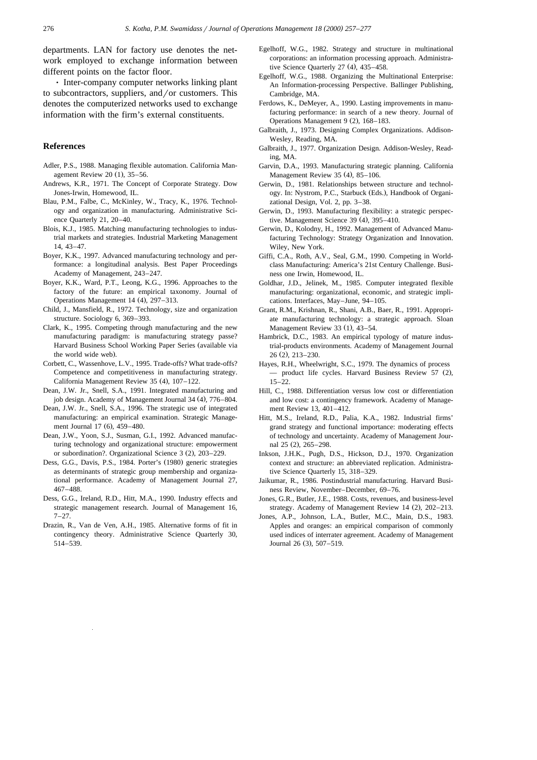departments. LAN for factory use denotes the network employed to exchange information between different points on the factor floor.

- Inter-company computer networks linking plant to subcontractors, suppliers, and/or customers. This denotes the computerized networks used to exchange information with the firm's external constituents.

## References

Adler, P.S., 1988. Managing flexible automation. California Management Review 20 (1), 35–56.

Andrews, K.R., 1971. The Concept of Corporate Strategy. Dow Jones-Irwin, Homewood, IL.

Blau, P.M., Falbe, C., McKinley, W., Tracy, K., 1976. Technology and organization in manufacturing. Administrative Science Quarterly 21, 20–40.

Blois, K.J., 1985. Matching manufacturing technologies to industrial markets and strategies. Industrial Marketing Management 14, 43–47.

Boyer, K.K., 1997. Advanced manufacturing technology and performance: a longitudinal analysis. Best Paper Proceedings Academy of Management, 243–247.

Boyer, K.K., Ward, P.T., Leong, K.G., 1996. Approaches to the factory of the future: an empirical taxonomy. Journal of Operations Management 14 (4), 297–313.

Child, J., Mansfield, R., 1972. Technology, size and organization structure. Sociology 6, 369–393.

Clark, K., 1995. Competing through manufacturing and the new manufacturing paradigm: is manufacturing strategy passe? Harvard Business School Working Paper Series (available via the world wide web).

Corbett, C., Wassenhove, L.V., 1995. Trade-offs? What trade-offs? Competence and competitiveness in manufacturing strategy. California Management Review 35 (4), 107–122.

Dean, J.W. Jr., Snell, S.A., 1991. Integrated manufacturing and job design. Academy of Management Journal 34 (4), 776–804.

Dean, J.W. Jr., Snell, S.A., 1996. The strategic use of integrated manufacturing: an empirical examination. Strategic Management Journal 17 (6), 459–480.

Dean, J.W., Yoon, S.J., Susman, G.I., 1992. Advanced manufacturing technology and organizational structure: empowerment or subordination?. Organizational Science 3 (2), 203–229.

Dess, G.G., Davis, P.S., 1984. Porter's (1980) generic strategies as determinants of strategic group membership and organizational performance. Academy of Management Journal 27, 467–488.

Dess, G.G., Ireland, R.D., Hitt, M.A., 1990. Industry effects and strategic management research. Journal of Management 16, 7–27.

Drazin, R., Van de Ven, A.H., 1985. Alternative forms of fit in contingency theory. Administrative Science Quarterly 30, 514–539.

Egelhoff, W.G., 1982. Strategy and structure in multinational corporations: an information processing approach. Administrative Science Quarterly 27 (4), 435–458.

Egelhoff, W.G., 1988. Organizing the Multinational Enterprise: An Information-processing Perspective. Ballinger Publishing, Cambridge, MA.

Ferdows, K., DeMeyer, A., 1990. Lasting improvements in manufacturing performance: in search of a new theory. Journal of Operations Management 9 (2), 168–183.

Galbraith, J., 1973. Designing Complex Organizations. Addison-Wesley, Reading, MA.

Galbraith, J., 1977. Organization Design. Addison-Wesley, Reading, MA.

Garvin, D.A., 1993. Manufacturing strategic planning. California Management Review 35 (4), 85–106.

Gerwin, D., 1981. Relationships between structure and technology. In: Nystrom, P.C., Starbuck (Eds.), Handbook of Organizational Design, Vol. 2, pp. 3–38.

Gerwin, D., 1993. Manufacturing flexibility: a strategic perspective. Management Science 39 (4), 395–410.

Gerwin, D., Kolodny, H., 1992. Management of Advanced Manufacturing Technology: Strategy Organization and Innovation. Wiley, New York.

Giffi, C.A., Roth, A.V., Seal, G.M., 1990. Competing in World-class Manufacturing: America's 21st Century Challenge. Business one Irwin, Homewood, IL.

Goldhar, J.D., Jelinek, M., 1985. Computer integrated flexible manufacturing: organizational, economic, and strategic implications. Interfaces, May–June, 94–105.

Grant, R.M., Krishnan, R., Shani, A.B., Baer, R., 1991. Appropriate manufacturing technology: a strategic approach. Sloan Management Review 33 (1), 43–54.

Hambrick, D.C., 1983. An empirical typology of mature industrial-products environments. Academy of Management Journal 26 (2), 213–230.

Hayes, R.H., Wheelwright, S.C., 1979. The dynamics of process — product life cycles. Harvard Business Review 57 (2), 15–22.

Hill, C., 1988. Differentiation versus low cost or differentiation and low cost: a contingency framework. Academy of Management Review 13, 401–412.

Hitt, M.S., Ireland, R.D., Palia, K.A., 1982. Industrial firms' grand strategy and functional importance: moderating effects of technology and uncertainty. Academy of Management Journal 25 (2), 265–298.

Inkson, J.H.K., Pugh, D.S., Hickson, D.J., 1970. Organization context and structure: an abbreviated replication. Administrative Science Quarterly 15, 318–329.

Jaikumar, R., 1986. Postindustrial manufacturing. Harvard Business Review, November–December, 69–76.

Jones, G.R., Butler, J.E., 1988. Costs, revenues, and business-level strategy. Academy of Management Review 14 (2), 202–213.

Jones, A.P., Johnson, L.A., Butler, M.C., Main, D.S., 1983. Apples and oranges: an empirical comparison of commonly used indices of interrater agreement. Academy of Management Journal 26 (3), 507–519.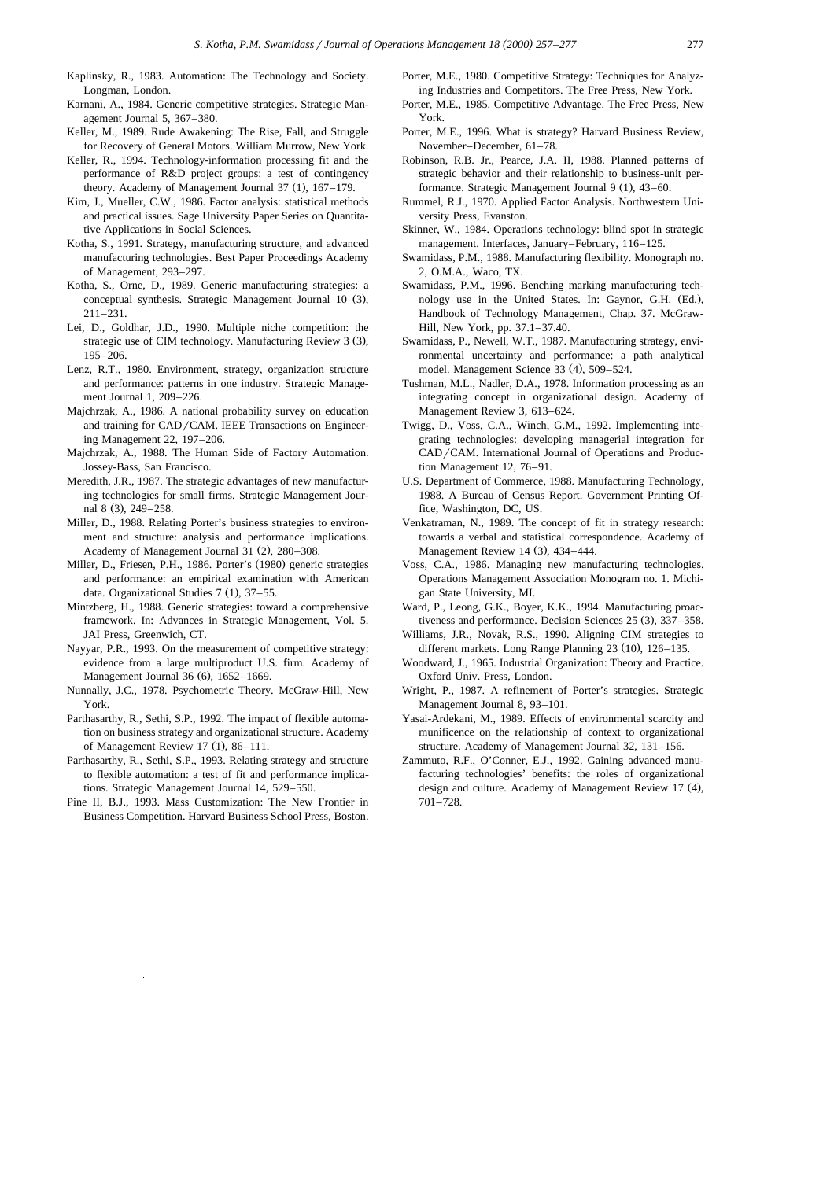Kaplinsky, R., 1983. Automation: The Technology and Society. Longman, London.

Karnani, A., 1984. Generic competitive strategies. Strategic Management Journal 5, 367–380.

Keller, M., 1989. Rude Awakening: The Rise, Fall, and Struggle for Recovery of General Motors. William Murrow, New York.

Keller, R., 1994. Technology-information processing fit and the performance of R&D project groups: a test of contingency theory. Academy of Management Journal 37 (1), 167–179.

Kim, J., Mueller, C.W., 1986. Factor analysis: statistical methods and practical issues. Sage University Paper Series on Quantitative Applications in Social Sciences.

Kotha, S., 1991. Strategy, manufacturing structure, and advanced manufacturing technologies. Best Paper Proceedings Academy of Management, 293–297.

Kotha, S., Orne, D., 1989. Generic manufacturing strategies: a conceptual synthesis. Strategic Management Journal 10 (3), 211–231.

Lei, D., Goldhar, J.D., 1990. Multiple niche competition: the strategic use of CIM technology. Manufacturing Review 3 (3), 195–206.

Lenz, R.T., 1980. Environment, strategy, organization structure and performance: patterns in one industry. Strategic Management Journal 1, 209–226.

Majchrzak, A., 1986. A national probability survey on education and training for CAD/CAM. IEEE Transactions on Engineering Management 22, 197–206.

Majchrzak, A., 1988. The Human Side of Factory Automation. Jossey-Bass, San Francisco.

Meredith, J.R., 1987. The strategic advantages of new manufacturing technologies for small firms. Strategic Management Journal 8 (3), 249–258.

Miller, D., 1988. Relating Porter's business strategies to environment and structure: analysis and performance implications. Academy of Management Journal 31 (2), 280–308.

Miller, D., Friesen, P.H., 1986. Porter's (1980) generic strategies and performance: an empirical examination with American data. Organizational Studies 7 (1), 37–55.

Mintzberg, H., 1988. Generic strategies: toward a comprehensive framework. In: Advances in Strategic Management, Vol. 5. JAI Press, Greenwich, CT.

Nayyar, P.R., 1993. On the measurement of competitive strategy: evidence from a large multiproduct U.S. firm. Academy of Management Journal 36 (6), 1652–1669.

Nunnally, J.C., 1978. Psychometric Theory. McGraw-Hill, New York.

Parthasarthy, R., Sethi, S.P., 1992. The impact of flexible automation on business strategy and organizational structure. Academy of Management Review 17 (1), 86–111.

Parthasarthy, R., Sethi, S.P., 1993. Relating strategy and structure to flexible automation: a test of fit and performance implications. Strategic Management Journal 14, 529–550.

Pine II, B.J., 1993. Mass Customization: The New Frontier in Business Competition. Harvard Business School Press, Boston.

Porter, M.E., 1980. Competitive Strategy: Techniques for Analyzing Industries and Competitors. The Free Press, New York.

Porter, M.E., 1985. Competitive Advantage. The Free Press, New York.

Porter, M.E., 1996. What is strategy? Harvard Business Review, November–December, 61–78.

Robinson, R.B. Jr., Pearce, J.A. II, 1988. Planned patterns of strategic behavior and their relationship to business-unit performance. Strategic Management Journal 9 (1), 43–60.

Rummel, R.J., 1970. Applied Factor Analysis. Northwestern University Press, Evanston.

Skinner, W., 1984. Operations technology: blind spot in strategic management. Interfaces, January–February, 116–125.

Swamidass, P.M., 1988. Manufacturing flexibility. Monograph no. 2, O.M.A., Waco, TX.

Swamidass, P.M., 1996. Benching marking manufacturing technology use in the United States. In: Gaynor, G.H. (Ed.), Handbook of Technology Management, Chap. 37. McGraw-Hill, New York, pp. 37.1–37.40.

Swamidass, P., Newell, W.T., 1987. Manufacturing strategy, environmental uncertainty and performance: a path analytical model. Management Science 33 (4), 509–524.

Tushman, M.L., Nadler, D.A., 1978. Information processing as an integrating concept in organizational design. Academy of Management Review 3, 613–624.

Twigg, D., Voss, C.A., Winch, G.M., 1992. Implementing integrating technologies: developing managerial integration for CAD/CAM. International Journal of Operations and Production Management 12, 76–91.

U.S. Department of Commerce, 1988. Manufacturing Technology, 1988. A Bureau of Census Report. Government Printing Office, Washington, DC, US.

Venkatraman, N., 1989. The concept of fit in strategy research: towards a verbal and statistical correspondence. Academy of Management Review 14 (3), 434–444.

Voss, C.A., 1986. Managing new manufacturing technologies. Operations Management Association Monogram no. 1. Michigan State University, MI.

Ward, P., Leong, G.K., Boyer, K.K., 1994. Manufacturing proactiveness and performance. Decision Sciences 25 (3), 337–358.

Williams, J.R., Novak, R.S., 1990. Aligning CIM strategies to different markets. Long Range Planning 23 (10), 126–135.

Woodward, J., 1965. Industrial Organization: Theory and Practice. Oxford Univ. Press, London.

Wright, P., 1987. A refinement of Porter's strategies. Strategic Management Journal 8, 93–101.

Yasai-Ardekani, M., 1989. Effects of environmental scarcity and munificence on the relationship of context to organizational structure. Academy of Management Journal 32, 131–156.

Zammuto, R.F., O'Conner, E.J., 1992. Gaining advanced manufacturing technologies' benefits: the roles of organizational design and culture. Academy of Management Review 17 (4), 701–728.